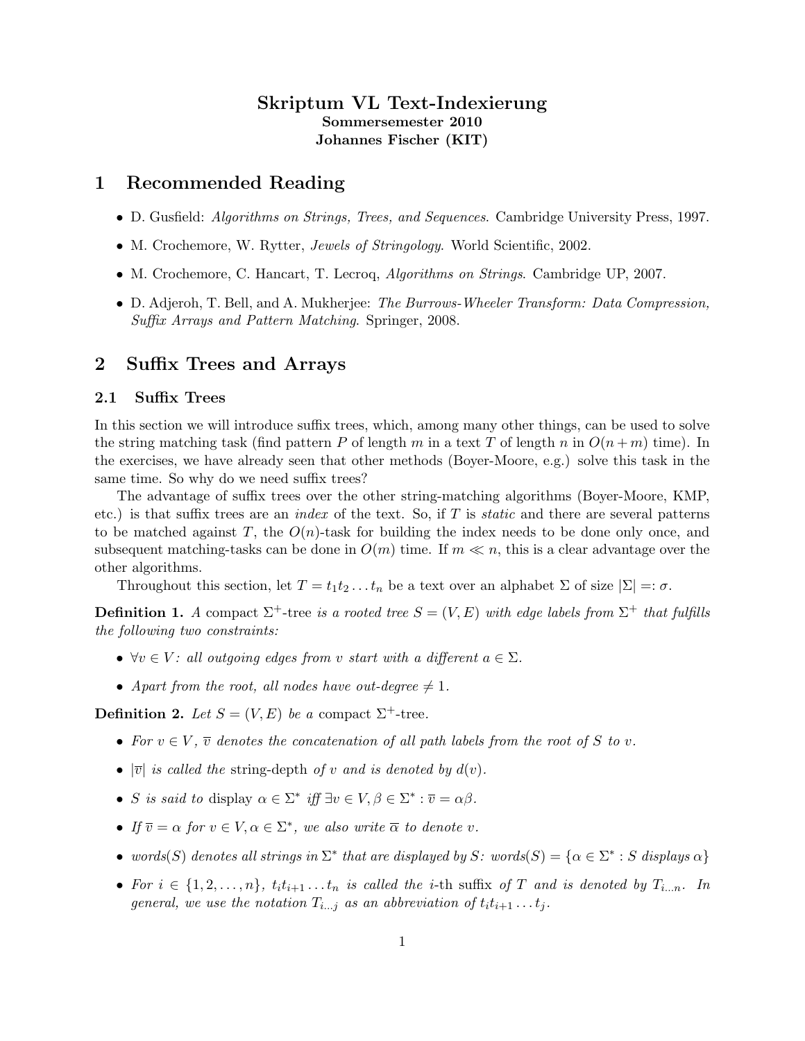# Skriptum VL Text-Indexierung

**Sommersemester 2010**

**Johannes Fischer (KIT)**

## 1 Recommended Reading

- D. Gusfield: *Algorithms on Strings, Trees, and Sequences*. Cambridge University Press, 1997.
- M. Crochemore, W. Rytter, *Jewels of Stringology*. World Scientific, 2002.
- M. Crochemore, C. Hancart, T. Lecroq, *Algorithms on Strings*. Cambridge UP, 2007.
- D. Adjeroh, T. Bell, and A. Mukherjee: *The Burrows-Wheeler Transform: Data Compression, Suffix Arrays and Pattern Matching*. Springer, 2008.

## 2 Suffix Trees and Arrays

### 2.1 Suffix Trees

In this section we will introduce suffix trees, which, among many other things, can be used to solve the string matching task (find pattern $P$ of length $m$ in a text $T$ of length $n$ in $O(n+m)$ time). In the exercises, we have already seen that other methods (Boyer-Moore, e.g.) solve this task in the same time. So why do we need suffix trees?

The advantage of suffix trees over the other string-matching algorithms (Boyer-Moore, KMP, etc.) is that suffix trees are an *index* of the text. So, if $T$ is *static* and there are several patterns to be matched against $T$, the $O(n)$-task for building the index needs to be done only once, and subsequent matching-tasks can be done in $O(m)$ time. If $m \ll n$, this is a clear advantage over the other algorithms.

Throughout this section, let $T = t_1 t_2 \dots t_n$ be a text over an alphabet $\Sigma$ of size $|\Sigma| =: \sigma$.

**Definition 1.** *A* compact $\Sigma^+$-tree *is a rooted tree $S = (V, E)$ with edge labels from $\Sigma^+$ that fulfills the following two constraints:*

- *$\forall v \in V$: all outgoing edges from $v$ start with a different $a \in \Sigma$.*
- *Apart from the root, all nodes have out-degree $\neq 1$.*

**Definition 2.** *Let $S = (V, E)$ be a* compact $\Sigma^+$-tree.

- *For $v \in V$, $\overline{v}$ denotes the concatenation of all path labels from the root of $S$ to $v$.*
- *$|\overline{v}|$ is called the* string-depth *of $v$ and is denoted by $d(v)$.*
- *$S$ is said to* display *$\alpha \in \Sigma^*$ iff $\exists v \in V, \beta \in \Sigma^* : \overline{v} = \alpha\beta$.*
- *If $\overline{v} = \alpha$ for $v \in V, \alpha \in \Sigma^*$, we also write $\overline{\alpha}$ to denote $v$.*
- *words$(S)$ denotes all strings in $\Sigma^*$ that are displayed by $S$: words$(S) = \{\alpha \in \Sigma^* : S$ displays $\alpha\}$*
- *For $i \in \{1, 2, \dots, n\}$, $t_i t_{i+1} \dots t_n$ is called the $i$-th* suffix *of $T$ and is denoted by $T_{i\dots n}$. In general, we use the notation $T_{i\dots j}$ as an abbreviation of $t_i t_{i+1} \dots t_j$.*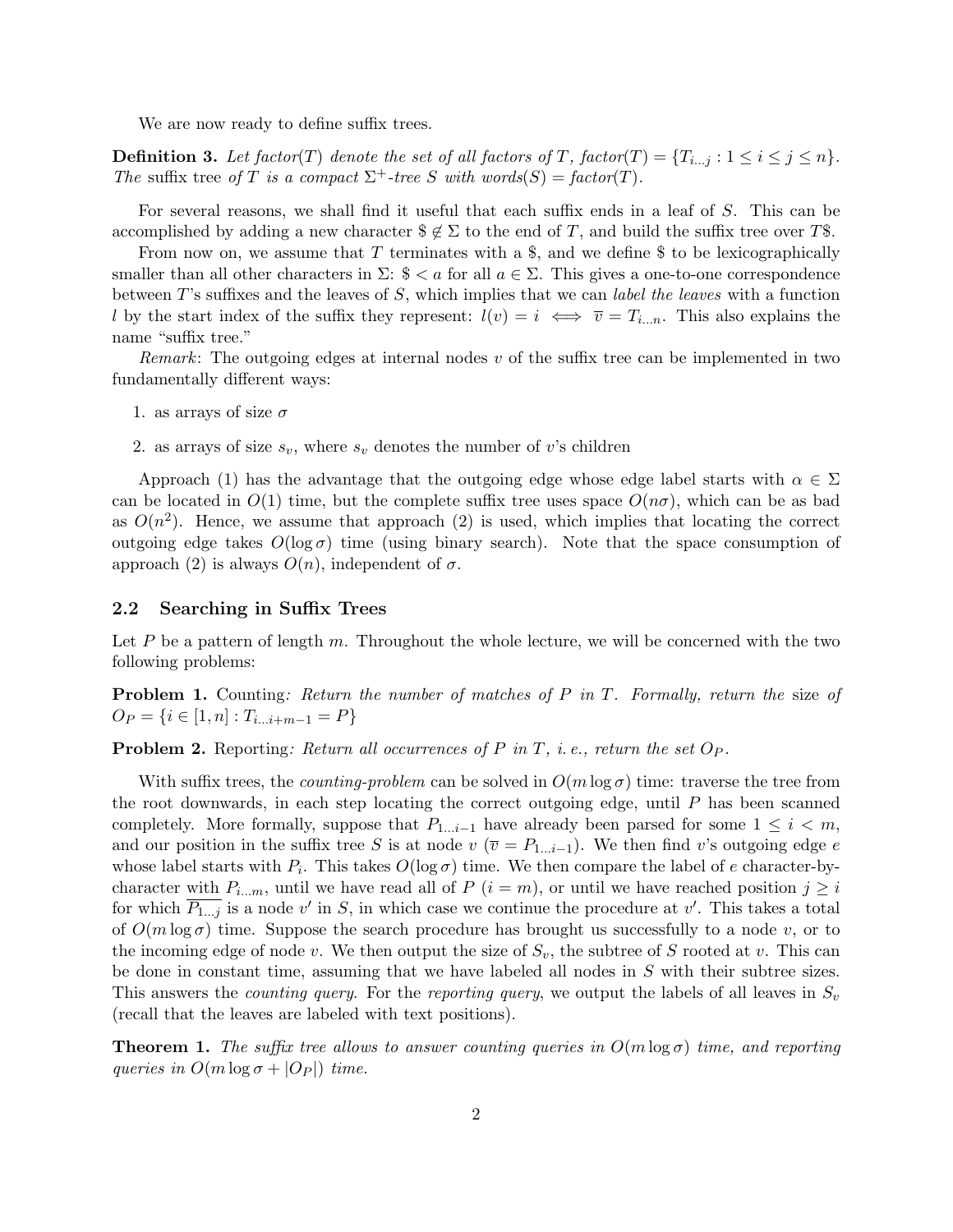We are now ready to define suffix trees.

**Definition 3.** *Let factor$(T)$ denote the set of all factors of $T$, factor$(T) = \{T_{i\ldots j} : 1 \leq i \leq j \leq n\}$. The* suffix tree *of $T$ is a compact $\Sigma^+$-tree $S$ with words$(S)$ = factor$(T)$.*

For several reasons, we shall find it useful that each suffix ends in a leaf of $S$. This can be accomplished by adding a new character $\$ \notin \Sigma$ to the end of $T$, and build the suffix tree over $T\$$.

From now on, we assume that $T$ terminates with a \$, and we define \$ to be lexicographically smaller than all other characters in $\Sigma$: $\$ < a$ for all $a \in \Sigma$. This gives a one-to-one correspondence between $T$'s suffixes and the leaves of $S$, which implies that we can *label the leaves* with a function $l$ by the start index of the suffix they represent: $l(v) = i \iff \overline{v} = T_{i\ldots n}$. This also explains the name "suffix tree."

*Remark*: The outgoing edges at internal nodes $v$ of the suffix tree can be implemented in two fundamentally different ways:

1. as arrays of size $\sigma$
2. as arrays of size $s_v$, where $s_v$ denotes the number of $v$'s children

Approach (1) has the advantage that the outgoing edge whose edge label starts with $\alpha \in \Sigma$ can be located in $O(1)$ time, but the complete suffix tree uses space $O(n\sigma)$, which can be as bad as $O(n^2)$. Hence, we assume that approach (2) is used, which implies that locating the correct outgoing edge takes $O(\log \sigma)$ time (using binary search). Note that the space consumption of approach (2) is always $O(n)$, independent of $\sigma$.

## 2.2 Searching in Suffix Trees

Let $P$ be a pattern of length $m$. Throughout the whole lecture, we will be concerned with the two following problems:

**Problem 1.** Counting*: Return the number of matches of $P$ in $T$. Formally, return the* size *of $O_P = \{i \in [1, n] : T_{i\ldots i+m-1} = P\}$*

**Problem 2.** Reporting*: Return all occurrences of $P$ in $T$, i. e., return the set $O_P$.*

With suffix trees, the *counting-problem* can be solved in $O(m \log \sigma)$ time: traverse the tree from the root downwards, in each step locating the correct outgoing edge, until $P$ has been scanned completely. More formally, suppose that $P_{1\ldots i-1}$ have already been parsed for some $1 \leq i < m$, and our position in the suffix tree $S$ is at node $v$ ($\overline{v} = P_{1\ldots i-1}$). We then find $v$'s outgoing edge $e$ whose label starts with $P_i$. This takes $O(\log \sigma)$ time. We then compare the label of $e$ character-by-character with $P_{i\ldots m}$, until we have read all of $P$ ($i = m$), or until we have reached position $j \geq i$ for which $\overline{P_{1\ldots j}}$ is a node $v'$ in $S$, in which case we continue the procedure at $v'$. This takes a total of $O(m \log \sigma)$ time. Suppose the search procedure has brought us successfully to a node $v$, or to the incoming edge of node $v$. We then output the size of $S_v$, the subtree of $S$ rooted at $v$. This can be done in constant time, assuming that we have labeled all nodes in $S$ with their subtree sizes. This answers the *counting query*. For the *reporting query*, we output the labels of all leaves in $S_v$ (recall that the leaves are labeled with text positions).

**Theorem 1.** *The suffix tree allows to answer counting queries in $O(m \log \sigma)$ time, and reporting queries in $O(m \log \sigma + |O_P|)$ time.*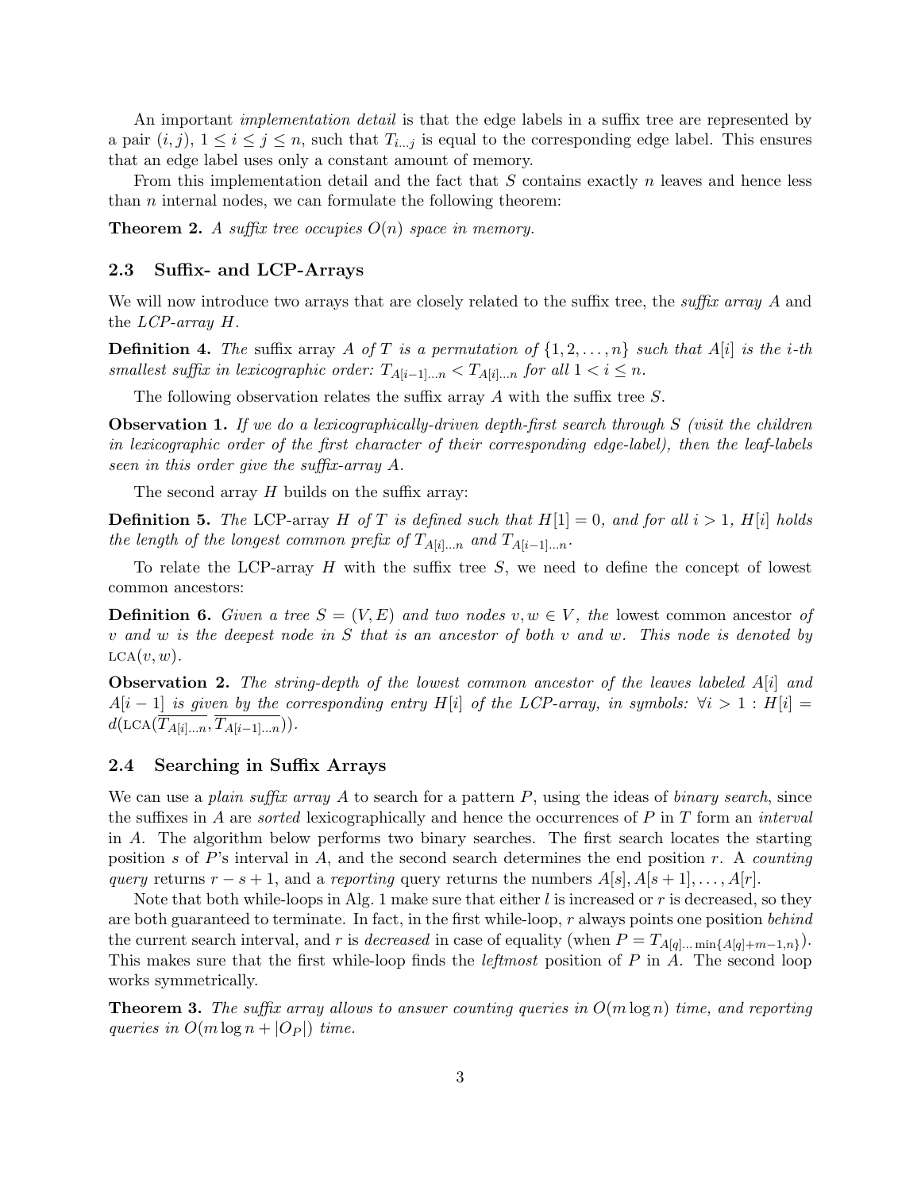An important *implementation detail* is that the edge labels in a suffix tree are represented by a pair $(i, j)$, $1 \leq i \leq j \leq n$, such that $T_{i...j}$ is equal to the corresponding edge label. This ensures that an edge label uses only a constant amount of memory.

From this implementation detail and the fact that $S$ contains exactly $n$ leaves and hence less than $n$ internal nodes, we can formulate the following theorem:

**Theorem 2.** *A suffix tree occupies $O(n)$ space in memory.*

### 2.3 Suffix- and LCP-Arrays

We will now introduce two arrays that are closely related to the suffix tree, the *suffix array* $A$ and the *LCP-array* $H$.

**Definition 4.** *The* suffix array *$A$ of $T$ is a permutation of $\{1, 2, \ldots, n\}$ such that $A[i]$ is the $i$-th smallest suffix in lexicographic order: $T_{A[i-1]...n} < T_{A[i]...n}$ for all $1 < i \leq n$.*

The following observation relates the suffix array $A$ with the suffix tree $S$.

**Observation 1.** *If we do a lexicographically-driven depth-first search through $S$ (visit the children in lexicographic order of the first character of their corresponding edge-label), then the leaf-labels seen in this order give the suffix-array $A$.*

The second array $H$ builds on the suffix array:

**Definition 5.** *The* LCP-array *$H$ of $T$ is defined such that $H[1] = 0$, and for all $i > 1$, $H[i]$ holds the length of the longest common prefix of $T_{A[i]...n}$ and $T_{A[i-1]...n}$.*

To relate the LCP-array $H$ with the suffix tree $S$, we need to define the concept of lowest common ancestors:

**Definition 6.** *Given a tree $S = (V, E)$ and two nodes $v, w \in V$, the* lowest common ancestor *of $v$ and $w$ is the deepest node in $S$ that is an ancestor of both $v$ and $w$. This node is denoted by $\text{LCA}(v, w)$.*

**Observation 2.** *The string-depth of the lowest common ancestor of the leaves labeled $A[i]$ and $A[i-1]$ is given by the corresponding entry $H[i]$ of the LCP-array, in symbols: $\forall i > 1 : H[i] = d(\text{LCA}(\overline{T_{A[i]...n}}, \overline{T_{A[i-1]...n}}))$.*

### 2.4 Searching in Suffix Arrays

We can use a *plain suffix array* $A$ to search for a pattern $P$, using the ideas of *binary search*, since the suffixes in $A$ are *sorted* lexicographically and hence the occurrences of $P$ in $T$ form an *interval* in $A$. The algorithm below performs two binary searches. The first search locates the starting position $s$ of $P$'s interval in $A$, and the second search determines the end position $r$. A *counting query* returns $r - s + 1$, and a *reporting* query returns the numbers $A[s], A[s + 1], \ldots, A[r]$.

Note that both while-loops in Alg. 1 make sure that either $l$ is increased or $r$ is decreased, so they are both guaranteed to terminate. In fact, in the first while-loop, $r$ always points one position *behind* the current search interval, and $r$ is *decreased* in case of equality (when $P = T_{A[q]... \min\{A[q]+m-1,n\}}$). This makes sure that the first while-loop finds the *leftmost* position of $P$ in $A$. The second loop works symmetrically.

**Theorem 3.** *The suffix array allows to answer counting queries in $O(m \log n)$ time, and reporting queries in $O(m \log n + |O_P|)$ time.*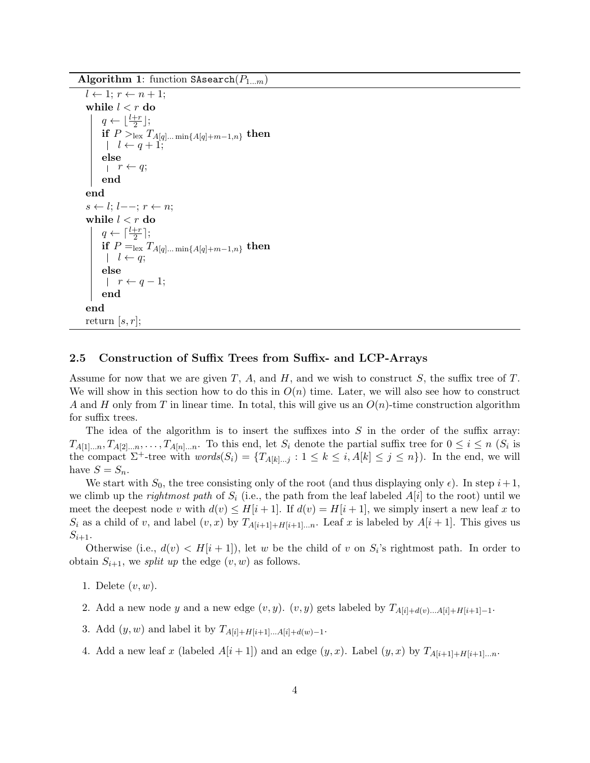**Algorithm 1**: function `SAsearch`($P_{1\dots m}$)

```
l ← 1; r ← n + 1;
while l < r do
    q ← ⌊(l+r)/2⌋;
    if P >_lex T_{A[q]... min{A[q]+m−1,n}} then
        l ← q + 1;
    else
        r ← q;
    end
end
s ← l; l−−; r ← n;
while l < r do
    q ← ⌈(l+r)/2⌉;
    if P =_lex T_{A[q]... min{A[q]+m−1,n}} then
        l ← q;
    else
        r ← q − 1;
    end
end
return [s, r];
```

### 2.5 Construction of Suffix Trees from Suffix- and LCP-Arrays

Assume for now that we are given $T$, $A$, and $H$, and we wish to construct $S$, the suffix tree of $T$. We will show in this section how to do this in $O(n)$ time. Later, we will also see how to construct $A$ and $H$ only from $T$ in linear time. In total, this will give us an $O(n)$-time construction algorithm for suffix trees.

The idea of the algorithm is to insert the suffixes into $S$ in the order of the suffix array: $T_{A[1]\dots n}, T_{A[2]\dots n}, \dots, T_{A[n]\dots n}$. To this end, let $S_i$ denote the partial suffix tree for $0 \leq i \leq n$ ($S_i$ is the compact $\Sigma^+$-tree with $words(S_i) = \{T_{A[k]\dots j} : 1 \leq k \leq i, A[k] \leq j \leq n\}$). In the end, we will have $S = S_n$.

We start with $S_0$, the tree consisting only of the root (and thus displaying only $\epsilon$). In step $i+1$, we climb up the *rightmost path* of $S_i$ (i.e., the path from the leaf labeled $A[i]$ to the root) until we meet the deepest node $v$ with $d(v) \leq H[i+1]$. If $d(v) = H[i+1]$, we simply insert a new leaf $x$ to $S_i$ as a child of $v$, and label $(v, x)$ by $T_{A[i+1]+H[i+1]\dots n}$. Leaf $x$ is labeled by $A[i+1]$. This gives us $S_{i+1}$.

Otherwise (i.e., $d(v) < H[i+1]$), let $w$ be the child of $v$ on $S_i$'s rightmost path. In order to obtain $S_{i+1}$, we *split up* the edge $(v, w)$ as follows.

1. Delete $(v, w)$.
2. Add a new node $y$ and a new edge $(v, y)$. $(v, y)$ gets labeled by $T_{A[i]+d(v)\dots A[i]+H[i+1]-1}$.
3. Add $(y, w)$ and label it by $T_{A[i]+H[i+1]\dots A[i]+d(w)-1}$.
4. Add a new leaf $x$ (labeled $A[i+1]$) and an edge $(y, x)$. Label $(y, x)$ by $T_{A[i+1]+H[i+1]\dots n}$.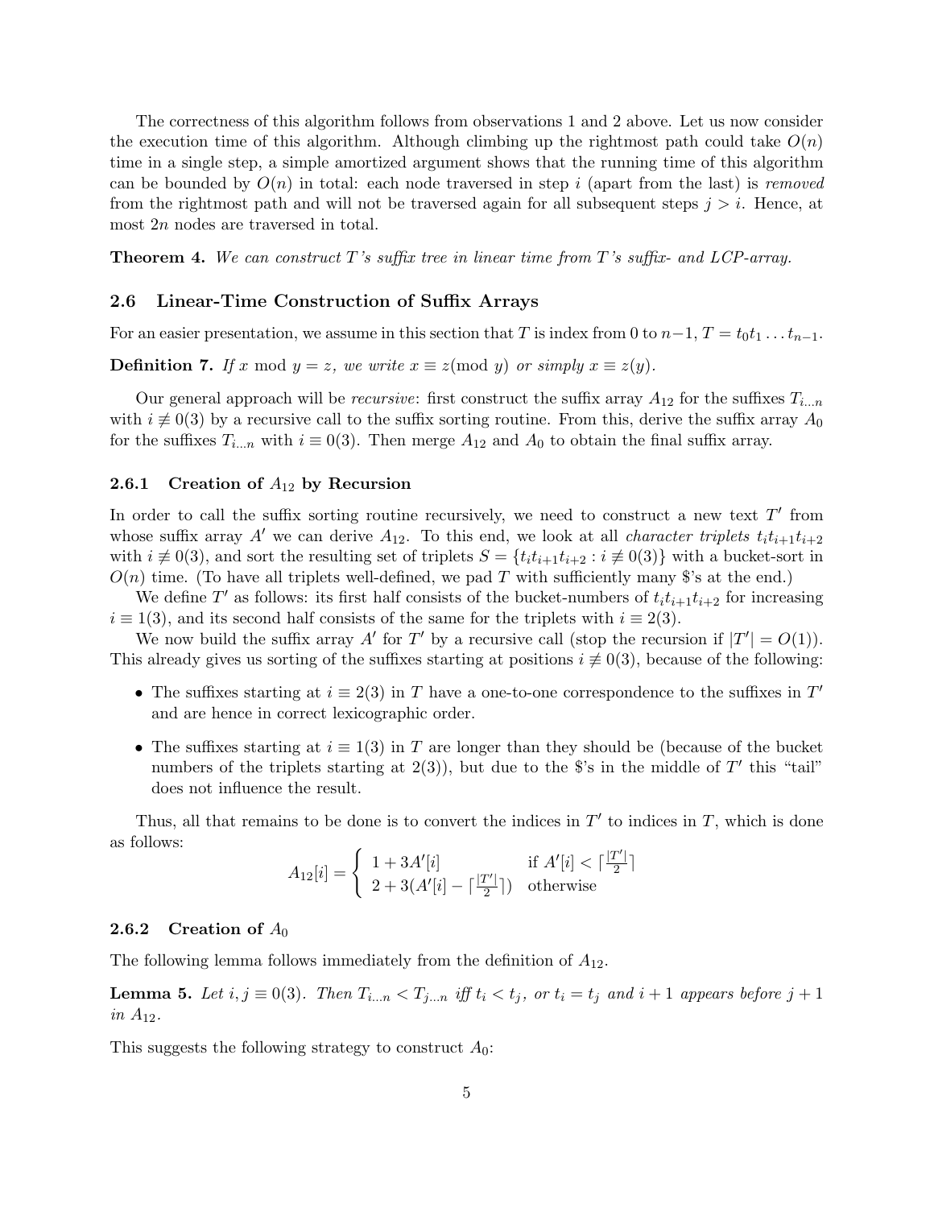The correctness of this algorithm follows from observations 1 and 2 above. Let us now consider the execution time of this algorithm. Although climbing up the rightmost path could take $O(n)$ time in a single step, a simple amortized argument shows that the running time of this algorithm can be bounded by $O(n)$ in total: each node traversed in step $i$ (apart from the last) is *removed* from the rightmost path and will not be traversed again for all subsequent steps $j > i$. Hence, at most $2n$ nodes are traversed in total.

**Theorem 4.** *We can construct $T$'s suffix tree in linear time from $T$'s suffix- and LCP-array.*

### 2.6 Linear-Time Construction of Suffix Arrays

For an easier presentation, we assume in this section that $T$ is index from 0 to $n-1$, $T = t_0 t_1 \dots t_{n-1}$.

**Definition 7.** *If $x \bmod y = z$, we write $x \equiv z (\bmod\ y)$ or simply $x \equiv z(y)$.*

Our general approach will be *recursive*: first construct the suffix array $A_{12}$ for the suffixes $T_{i \dots n}$ with $i \not\equiv 0(3)$ by a recursive call to the suffix sorting routine. From this, derive the suffix array $A_0$ for the suffixes $T_{i \dots n}$ with $i \equiv 0(3)$. Then merge $A_{12}$ and $A_0$ to obtain the final suffix array.

#### 2.6.1 Creation of $A_{12}$ by Recursion

In order to call the suffix sorting routine recursively, we need to construct a new text $T'$ from whose suffix array $A'$ we can derive $A_{12}$. To this end, we look at all *character triplets* $t_i t_{i+1} t_{i+2}$ with $i \not\equiv 0(3)$, and sort the resulting set of triplets $S = \{t_i t_{i+1} t_{i+2} : i \not\equiv 0(3)\}$ with a bucket-sort in $O(n)$ time. (To have all triplets well-defined, we pad $T$ with sufficiently many \$'s at the end.)

We define $T'$ as follows: its first half consists of the bucket-numbers of $t_i t_{i+1} t_{i+2}$ for increasing $i \equiv 1(3)$, and its second half consists of the same for the triplets with $i \equiv 2(3)$.

We now build the suffix array $A'$ for $T'$ by a recursive call (stop the recursion if $|T'| = O(1)$). This already gives us sorting of the suffixes starting at positions $i \not\equiv 0(3)$, because of the following:

- The suffixes starting at $i \equiv 2(3)$ in $T$ have a one-to-one correspondence to the suffixes in $T'$ and are hence in correct lexicographic order.
- The suffixes starting at $i \equiv 1(3)$ in $T$ are longer than they should be (because of the bucket numbers of the triplets starting at $2(3)$), but due to the \$'s in the middle of $T'$ this "tail" does not influence the result.

Thus, all that remains to be done is to convert the indices in $T'$ to indices in $T$, which is done as follows:

$$A_{12}[i] = \begin{cases} 1 + 3A'[i] & \text{if } A'[i] < \lceil \frac{|T'|}{2} \rceil \\ 2 + 3(A'[i] - \lceil \frac{|T'|}{2} \rceil) & \text{otherwise} \end{cases}$$

#### 2.6.2 Creation of $A_0$

The following lemma follows immediately from the definition of $A_{12}$.

**Lemma 5.** *Let $i, j \equiv 0(3)$. Then $T_{i \dots n} < T_{j \dots n}$ iff $t_i < t_j$, or $t_i = t_j$ and $i + 1$ appears before $j + 1$ in $A_{12}$.*

This suggests the following strategy to construct $A_0$: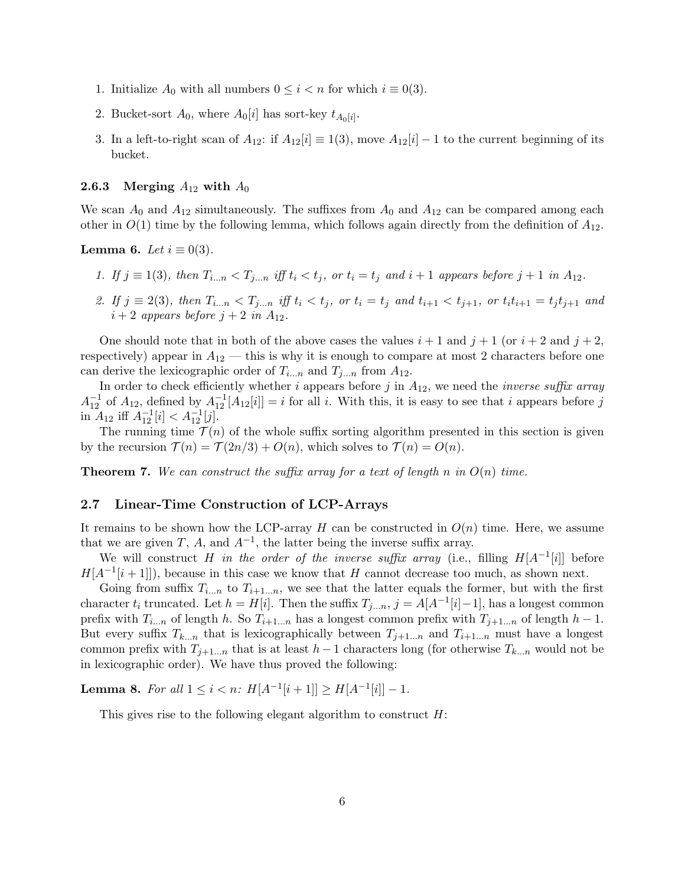1. Initialize $A_0$ with all numbers $0 \leq i < n$ for which $i \equiv 0(3)$.
2. Bucket-sort $A_0$, where $A_0[i]$ has sort-key $t_{A_0[i]}$.
3. In a left-to-right scan of $A_{12}$: if $A_{12}[i] \equiv 1(3)$, move $A_{12}[i] - 1$ to the current beginning of its bucket.

### 2.6.3 Merging $A_{12}$ with $A_0$

We scan $A_0$ and $A_{12}$ simultaneously. The suffixes from $A_0$ and $A_{12}$ can be compared among each other in $O(1)$ time by the following lemma, which follows again directly from the definition of $A_{12}$.

**Lemma 6.** *Let $i \equiv 0(3)$.*

1. *If $j \equiv 1(3)$, then $T_{i...n} < T_{j...n}$ iff $t_i < t_j$, or $t_i = t_j$ and $i+1$ appears before $j+1$ in $A_{12}$.*
2. *If $j \equiv 2(3)$, then $T_{i...n} < T_{j...n}$ iff $t_i < t_j$, or $t_i = t_j$ and $t_{i+1} < t_{j+1}$, or $t_i t_{i+1} = t_j t_{j+1}$ and $i+2$ appears before $j+2$ in $A_{12}$.*

One should note that in both of the above cases the values $i+1$ and $j+1$ (or $i+2$ and $j+2$, respectively) appear in $A_{12}$ — this is why it is enough to compare at most 2 characters before one can derive the lexicographic order of $T_{i...n}$ and $T_{j...n}$ from $A_{12}$.

In order to check efficiently whether $i$ appears before $j$ in $A_{12}$, we need the *inverse suffix array* $A_{12}^{-1}$ of $A_{12}$, defined by $A_{12}^{-1}[A_{12}[i]] = i$ for all $i$. With this, it is easy to see that $i$ appears before $j$ in $A_{12}$ iff $A_{12}^{-1}[i] < A_{12}^{-1}[j]$.

The running time $\mathcal{T}(n)$ of the whole suffix sorting algorithm presented in this section is given by the recursion $\mathcal{T}(n) = \mathcal{T}(2n/3) + O(n)$, which solves to $\mathcal{T}(n) = O(n)$.

**Theorem 7.** *We can construct the suffix array for a text of length $n$ in $O(n)$ time.*

## 2.7 Linear-Time Construction of LCP-Arrays

It remains to be shown how the LCP-array $H$ can be constructed in $O(n)$ time. Here, we assume that we are given $T$, $A$, and $A^{-1}$, the latter being the inverse suffix array.

We will construct $H$ *in the order of the inverse suffix array* (i.e., filling $H[A^{-1}[i]]$ before $H[A^{-1}[i+1]]$), because in this case we know that $H$ cannot decrease too much, as shown next.

Going from suffix $T_{i...n}$ to $T_{i+1...n}$, we see that the latter equals the former, but with the first character $t_i$ truncated. Let $h = H[i]$. Then the suffix $T_{j...n}$, $j = A[A^{-1}[i]-1]$, has a longest common prefix with $T_{i...n}$ of length $h$. So $T_{i+1...n}$ has a longest common prefix with $T_{j+1...n}$ of length $h-1$. But every suffix $T_{k...n}$ that is lexicographically between $T_{j+1...n}$ and $T_{i+1...n}$ must have a longest common prefix with $T_{j+1...n}$ that is at least $h-1$ characters long (for otherwise $T_{k...n}$ would not be in lexicographic order). We have thus proved the following:

**Lemma 8.** *For all $1 \leq i < n$: $H[A^{-1}[i+1]] \geq H[A^{-1}[i]] - 1$.*

This gives rise to the following elegant algorithm to construct $H$: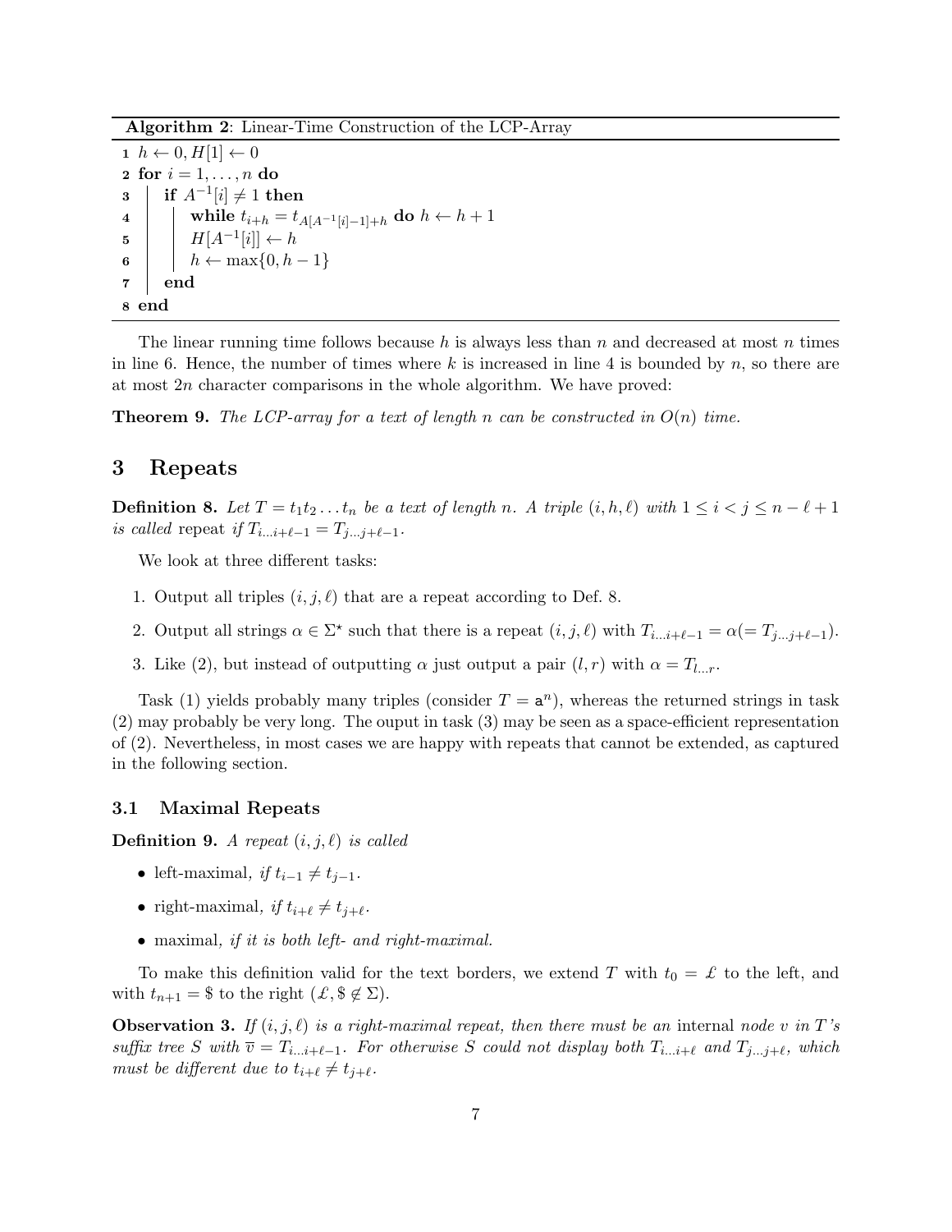**Algorithm 2**: Linear-Time Construction of the LCP-Array

```
1 h ← 0, H[1] ← 0
2 for i = 1, ..., n do
3   if A^{-1}[i] ≠ 1 then
4     while t_{i+h} = t_{A[A^{-1}[i]-1]+h} do h ← h + 1
5     H[A^{-1}[i]] ← h
6     h ← max{0, h − 1}
7   end
8 end
```

The linear running time follows because $h$ is always less than $n$ and decreased at most $n$ times in line 6. Hence, the number of times where $k$ is increased in line 4 is bounded by $n$, so there are at most $2n$ character comparisons in the whole algorithm. We have proved:

**Theorem 9.** *The LCP-array for a text of length $n$ can be constructed in $O(n)$ time.*

## 3 Repeats

**Definition 8.** *Let $T = t_1t_2 \dots t_n$ be a text of length $n$. A triple $(i, h, \ell)$ with $1 \leq i < j \leq n - \ell + 1$ is called* repeat *if $T_{i \dots i+\ell-1} = T_{j \dots j+\ell-1}$.*

We look at three different tasks:

1. Output all triples $(i, j, \ell)$ that are a repeat according to Def. 8.
2. Output all strings $\alpha \in \Sigma^\star$ such that there is a repeat $(i, j, \ell)$ with $T_{i \dots i+\ell-1} = \alpha (= T_{j \dots j+\ell-1})$.
3. Like (2), but instead of outputting $\alpha$ just output a pair $(l, r)$ with $\alpha = T_{l \dots r}$.

Task (1) yields probably many triples (consider $T = \mathtt{a}^n$), whereas the returned strings in task (2) may probably be very long. The ouput in task (3) may be seen as a space-efficient representation of (2). Nevertheless, in most cases we are happy with repeats that cannot be extended, as captured in the following section.

### 3.1 Maximal Repeats

**Definition 9.** *A repeat $(i, j, \ell)$ is called*

- left-maximal*, if $t_{i-1} \neq t_{j-1}$.*
- right-maximal*, if $t_{i+\ell} \neq t_{j+\ell}$.*
- maximal*, if it is both left- and right-maximal.*

To make this definition valid for the text borders, we extend $T$ with $t_0 = \pounds$ to the left, and with $t_{n+1} = \$$ to the right ($\pounds, \$ \notin \Sigma$).

**Observation 3.** *If $(i, j, \ell)$ is a right-maximal repeat, then there must be an* internal *node $v$ in $T$'s suffix tree $S$ with $\overline{v} = T_{i \dots i+\ell-1}$. For otherwise $S$ could not display both $T_{i \dots i+\ell}$ and $T_{j \dots j+\ell}$, which must be different due to $t_{i+\ell} \neq t_{j+\ell}$.*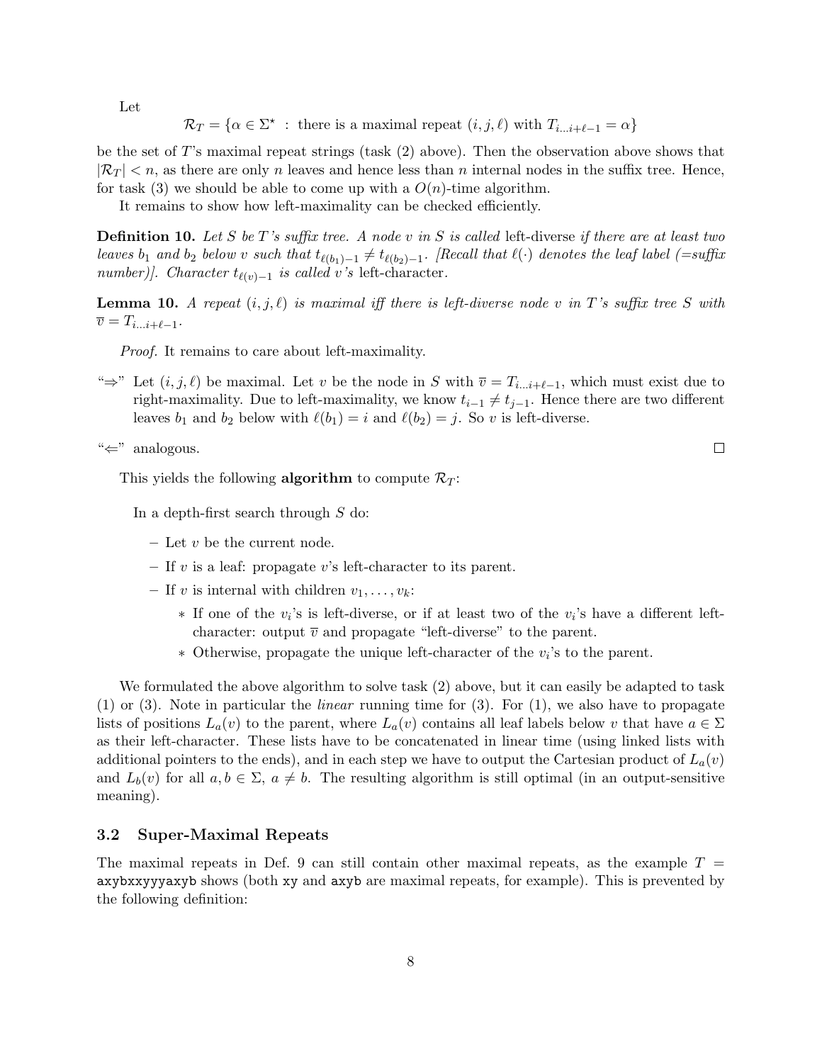Let

$$\mathcal{R}_T = \{\alpha \in \Sigma^\star \ : \ \text{there is a maximal repeat } (i,j,\ell) \text{ with } T_{i\ldots i+\ell-1} = \alpha\}$$

be the set of $T$'s maximal repeat strings (task (2) above). Then the observation above shows that $|\mathcal{R}_T| < n$, as there are only $n$ leaves and hence less than $n$ internal nodes in the suffix tree. Hence, for task (3) we should be able to come up with a $O(n)$-time algorithm.

It remains to show how left-maximality can be checked efficiently.

**Definition 10.** *Let $S$ be $T$'s suffix tree. A node $v$ in $S$ is called* left-diverse *if there are at least two leaves $b_1$ and $b_2$ below $v$ such that $t_{\ell(b_1)-1} \neq t_{\ell(b_2)-1}$. [Recall that $\ell(\cdot)$ denotes the leaf label (=suffix number)]. Character $t_{\ell(v)-1}$ is called $v$'s* left-character.

**Lemma 10.** *A repeat $(i,j,\ell)$ is maximal iff there is left-diverse node $v$ in $T$'s suffix tree $S$ with $\overline{v} = T_{i\ldots i+\ell-1}$.*

*Proof.* It remains to care about left-maximality.

"⇒" Let $(i,j,\ell)$ be maximal. Let $v$ be the node in $S$ with $\overline{v} = T_{i\ldots i+\ell-1}$, which must exist due to right-maximality. Due to left-maximality, we know $t_{i-1} \neq t_{j-1}$. Hence there are two different leaves $b_1$ and $b_2$ below with $\ell(b_1) = i$ and $\ell(b_2) = j$. So $v$ is left-diverse.

"⇐" analogous. □

This yields the following **algorithm** to compute $\mathcal{R}_T$:

In a depth-first search through $S$ do:

- Let $v$ be the current node.
- If $v$ is a leaf: propagate $v$'s left-character to its parent.
- If $v$ is internal with children $v_1, \ldots, v_k$:
  - If one of the $v_i$'s is left-diverse, or if at least two of the $v_i$'s have a different left-character: output $\overline{v}$ and propagate "left-diverse" to the parent.
  - Otherwise, propagate the unique left-character of the $v_i$'s to the parent.

We formulated the above algorithm to solve task (2) above, but it can easily be adapted to task (1) or (3). Note in particular the *linear* running time for (3). For (1), we also have to propagate lists of positions $L_a(v)$ to the parent, where $L_a(v)$ contains all leaf labels below $v$ that have $a \in \Sigma$ as their left-character. These lists have to be concatenated in linear time (using linked lists with additional pointers to the ends), and in each step we have to output the Cartesian product of $L_a(v)$ and $L_b(v)$ for all $a, b \in \Sigma$, $a \neq b$. The resulting algorithm is still optimal (in an output-sensitive meaning).

### 3.2 Super-Maximal Repeats

The maximal repeats in Def. 9 can still contain other maximal repeats, as the example $T =$ axybxxyyyaxyb shows (both xy and axyb are maximal repeats, for example). This is prevented by the following definition: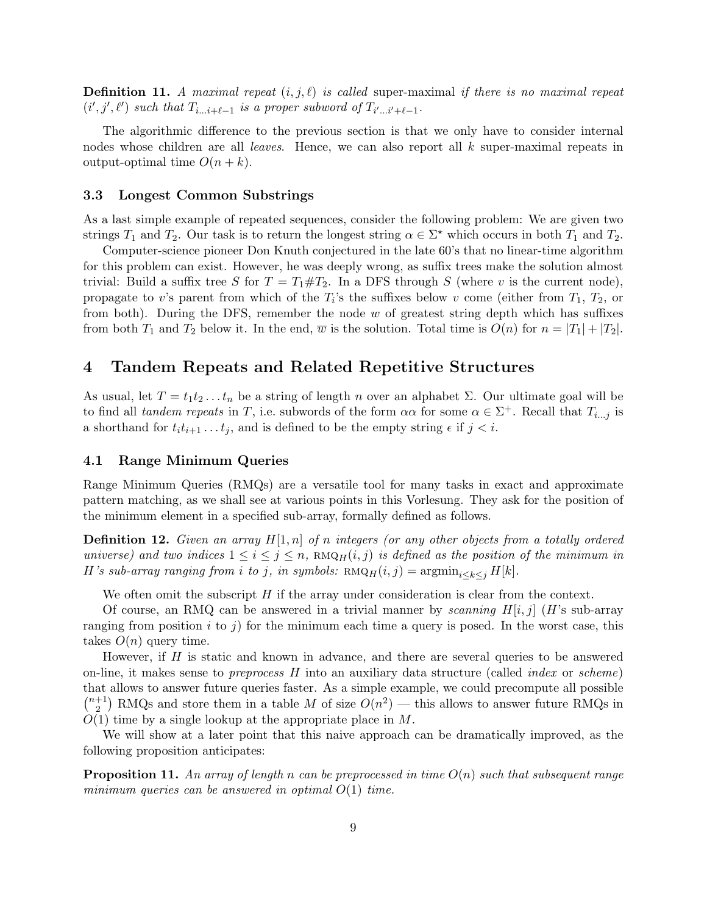**Definition 11.** *A maximal repeat* $(i, j, \ell)$ *is called* super-maximal *if there is no maximal repeat* $(i', j', \ell')$ *such that* $T_{i\dots i+\ell-1}$ *is a proper subword of* $T_{i'\dots i'+\ell-1}$.

The algorithmic difference to the previous section is that we only have to consider internal nodes whose children are all *leaves*. Hence, we can also report all $k$ super-maximal repeats in output-optimal time $O(n + k)$.

### 3.3 Longest Common Substrings

As a last simple example of repeated sequences, consider the following problem: We are given two strings $T_1$ and $T_2$. Our task is to return the longest string $\alpha \in \Sigma^\star$ which occurs in both $T_1$ and $T_2$.

Computer-science pioneer Don Knuth conjectured in the late 60's that no linear-time algorithm for this problem can exist. However, he was deeply wrong, as suffix trees make the solution almost trivial: Build a suffix tree $S$ for $T = T_1\#T_2$. In a DFS through $S$ (where $v$ is the current node), propagate to $v$'s parent from which of the $T_i$'s the suffixes below $v$ come (either from $T_1$, $T_2$, or from both). During the DFS, remember the node $w$ of greatest string depth which has suffixes from both $T_1$ and $T_2$ below it. In the end, $\overline{w}$ is the solution. Total time is $O(n)$ for $n = |T_1| + |T_2|$.

## 4 Tandem Repeats and Related Repetitive Structures

As usual, let $T = t_1 t_2 \dots t_n$ be a string of length $n$ over an alphabet $\Sigma$. Our ultimate goal will be to find all *tandem repeats* in $T$, i.e. subwords of the form $\alpha\alpha$ for some $\alpha \in \Sigma^+$. Recall that $T_{i\dots j}$ is a shorthand for $t_i t_{i+1} \dots t_j$, and is defined to be the empty string $\epsilon$ if $j < i$.

### 4.1 Range Minimum Queries

Range Minimum Queries (RMQs) are a versatile tool for many tasks in exact and approximate pattern matching, as we shall see at various points in this Vorlesung. They ask for the position of the minimum element in a specified sub-array, formally defined as follows.

**Definition 12.** *Given an array* $H[1, n]$ *of* $n$ *integers (or any other objects from a totally ordered universe) and two indices* $1 \le i \le j \le n$, $\text{RMQ}_H(i, j)$ *is defined as the position of the minimum in* $H$*'s sub-array ranging from* $i$ *to* $j$*, in symbols:* $\text{RMQ}_H(i, j) = \text{argmin}_{i \le k \le j} H[k]$.

We often omit the subscript $H$ if the array under consideration is clear from the context.

Of course, an RMQ can be answered in a trivial manner by *scanning* $H[i, j]$ ($H$'s sub-array ranging from position $i$ to $j$) for the minimum each time a query is posed. In the worst case, this takes $O(n)$ query time.

However, if $H$ is static and known in advance, and there are several queries to be answered on-line, it makes sense to *preprocess* $H$ into an auxiliary data structure (called *index* or *scheme*) that allows to answer future queries faster. As a simple example, we could precompute all possible $\binom{n+1}{2}$ RMQs and store them in a table $M$ of size $O(n^2)$ — this allows to answer future RMQs in $O(1)$ time by a single lookup at the appropriate place in $M$.

We will show at a later point that this naive approach can be dramatically improved, as the following proposition anticipates:

**Proposition 11.** *An array of length n can be preprocessed in time* $O(n)$ *such that subsequent range minimum queries can be answered in optimal* $O(1)$ *time.*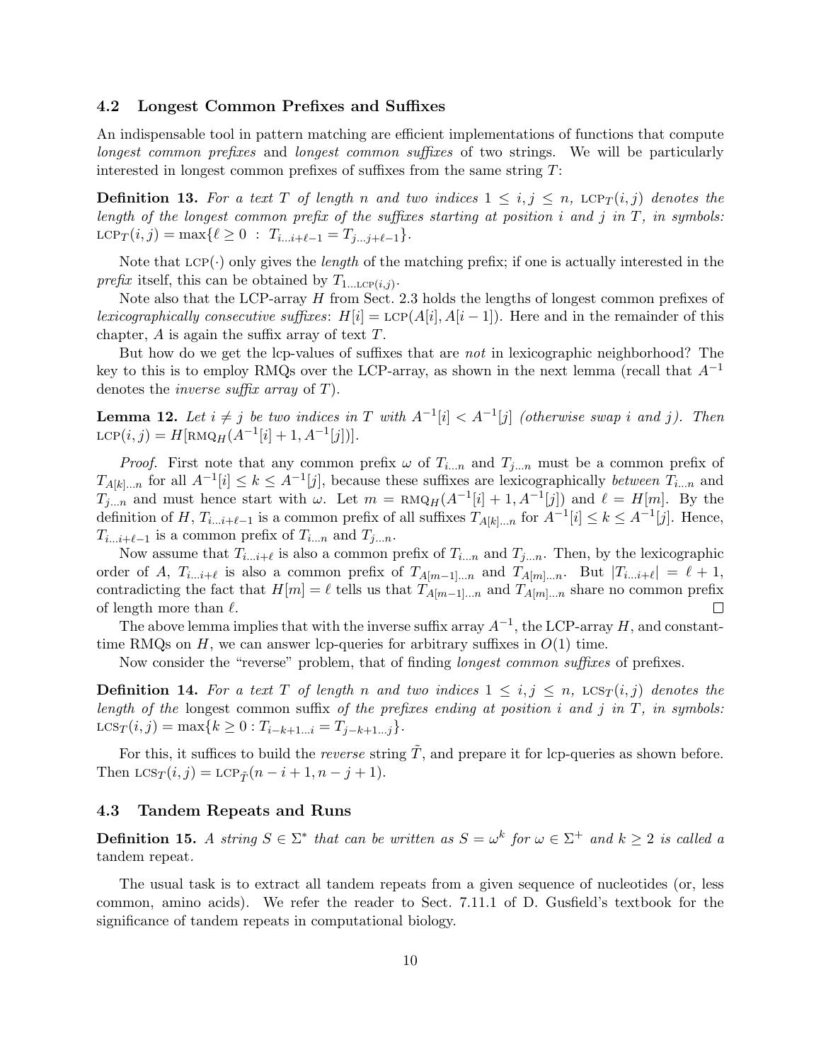### 4.2 Longest Common Prefixes and Suffixes

An indispensable tool in pattern matching are efficient implementations of functions that compute *longest common prefixes* and *longest common suffixes* of two strings. We will be particularly interested in longest common prefixes of suffixes from the same string $T$:

**Definition 13.** *For a text $T$ of length $n$ and two indices $1 \leq i, j \leq n$, $\text{LCP}_T(i,j)$ denotes the length of the longest common prefix of the suffixes starting at position $i$ and $j$ in $T$, in symbols: $\text{LCP}_T(i,j) = \max\{\ell \geq 0 \ : \ T_{i\ldots i+\ell-1} = T_{j\ldots j+\ell-1}\}$.*

Note that $\text{LCP}(\cdot)$ only gives the *length* of the matching prefix; if one is actually interested in the *prefix* itself, this can be obtained by $T_{1\ldots \text{LCP}(i,j)}$.

Note also that the LCP-array $H$ from Sect. 2.3 holds the lengths of longest common prefixes of *lexicographically consecutive suffixes*: $H[i] = \text{LCP}(A[i], A[i-1])$. Here and in the remainder of this chapter, $A$ is again the suffix array of text $T$.

But how do we get the lcp-values of suffixes that are *not* in lexicographic neighborhood? The key to this is to employ RMQs over the LCP-array, as shown in the next lemma (recall that $A^{-1}$ denotes the *inverse suffix array* of $T$).

**Lemma 12.** *Let $i \neq j$ be two indices in $T$ with $A^{-1}[i] < A^{-1}[j]$ (otherwise swap $i$ and $j$). Then $\text{LCP}(i,j) = H[\text{RMQ}_H(A^{-1}[i]+1, A^{-1}[j])]$.*

*Proof.* First note that any common prefix $\omega$ of $T_{i\ldots n}$ and $T_{j\ldots n}$ must be a common prefix of $T_{A[k]\ldots n}$ for all $A^{-1}[i] \leq k \leq A^{-1}[j]$, because these suffixes are lexicographically *between* $T_{i\ldots n}$ and $T_{j\ldots n}$ and must hence start with $\omega$. Let $m = \text{RMQ}_H(A^{-1}[i]+1, A^{-1}[j])$ and $\ell = H[m]$. By the definition of $H$, $T_{i\ldots i+\ell-1}$ is a common prefix of all suffixes $T_{A[k]\ldots n}$ for $A^{-1}[i] \leq k \leq A^{-1}[j]$. Hence, $T_{i\ldots i+\ell-1}$ is a common prefix of $T_{i\ldots n}$ and $T_{j\ldots n}$.

Now assume that $T_{i\ldots i+\ell}$ is also a common prefix of $T_{i\ldots n}$ and $T_{j\ldots n}$. Then, by the lexicographic order of $A$, $T_{i\ldots i+\ell}$ is also a common prefix of $T_{A[m-1]\ldots n}$ and $T_{A[m]\ldots n}$. But $|T_{i\ldots i+\ell}| = \ell + 1$, contradicting the fact that $H[m] = \ell$ tells us that $T_{A[m-1]\ldots n}$ and $T_{A[m]\ldots n}$ share no common prefix of length more than $\ell$. □

The above lemma implies that with the inverse suffix array $A^{-1}$, the LCP-array $H$, and constant-time RMQs on $H$, we can answer lcp-queries for arbitrary suffixes in $O(1)$ time.

Now consider the "reverse" problem, that of finding *longest common suffixes* of prefixes.

**Definition 14.** *For a text $T$ of length $n$ and two indices $1 \leq i, j \leq n$, $\text{LCS}_T(i,j)$ denotes the length of the* longest common suffix *of the prefixes ending at position $i$ and $j$ in $T$, in symbols: $\text{LCS}_T(i,j) = \max\{k \geq 0 : T_{i-k+1\ldots i} = T_{j-k+1\ldots j}\}$.*

For this, it suffices to build the *reverse* string $\tilde{T}$, and prepare it for lcp-queries as shown before. Then $\text{LCS}_T(i,j) = \text{LCP}_{\tilde{T}}(n-i+1, n-j+1)$.

### 4.3 Tandem Repeats and Runs

**Definition 15.** *A string $S \in \Sigma^*$ that can be written as $S = \omega^k$ for $\omega \in \Sigma^+$ and $k \geq 2$ is called a* tandem repeat*.*

The usual task is to extract all tandem repeats from a given sequence of nucleotides (or, less common, amino acids). We refer the reader to Sect. 7.11.1 of D. Gusfield's textbook for the significance of tandem repeats in computational biology.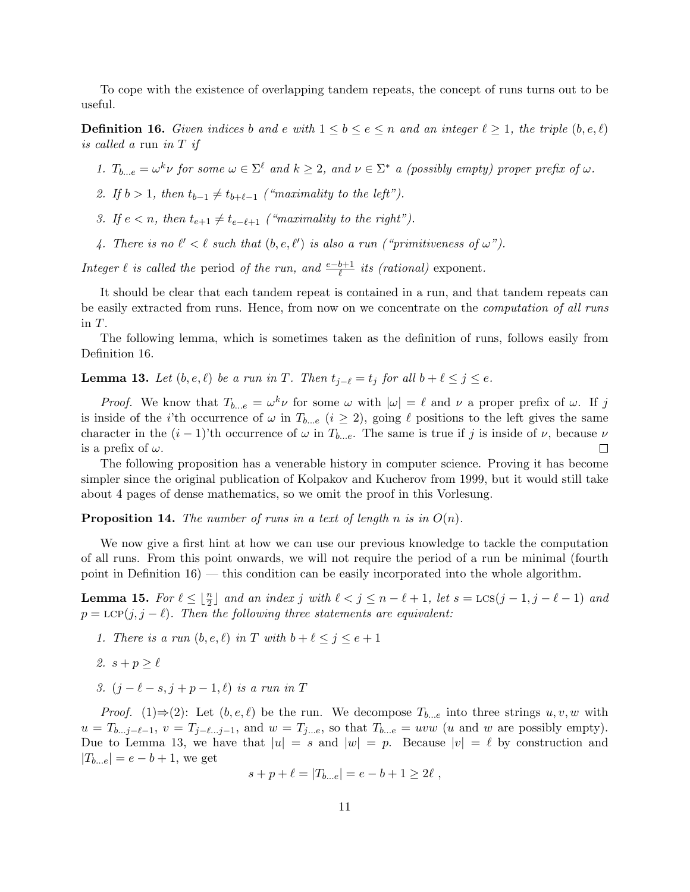To cope with the existence of overlapping tandem repeats, the concept of runs turns out to be useful.

**Definition 16.** *Given indices $b$ and $e$ with $1 \leq b \leq e \leq n$ and an integer $\ell \geq 1$, the triple $(b, e, \ell)$ is called a* run *in $T$ if*

1. *$T_{b\ldots e} = \omega^k \nu$ for some $\omega \in \Sigma^\ell$ and $k \geq 2$, and $\nu \in \Sigma^*$ a (possibly empty) proper prefix of $\omega$.*
2. *If $b > 1$, then $t_{b-1} \neq t_{b+\ell-1}$ ("maximality to the left").*
3. *If $e < n$, then $t_{e+1} \neq t_{e-\ell+1}$ ("maximality to the right").*
4. *There is no $\ell' < \ell$ such that $(b, e, \ell')$ is also a run ("primitiveness of $\omega$").*

*Integer $\ell$ is called the* period *of the run, and $\frac{e-b+1}{\ell}$ its (rational)* exponent.

It should be clear that each tandem repeat is contained in a run, and that tandem repeats can be easily extracted from runs. Hence, from now on we concentrate on the *computation of all runs* in $T$.

The following lemma, which is sometimes taken as the definition of runs, follows easily from Definition 16.

**Lemma 13.** *Let $(b, e, \ell)$ be a run in $T$. Then $t_{j-\ell} = t_j$ for all $b + \ell \leq j \leq e$.*

*Proof.* We know that $T_{b\ldots e} = \omega^k \nu$ for some $\omega$ with $|\omega| = \ell$ and $\nu$ a proper prefix of $\omega$. If $j$ is inside of the $i$'th occurrence of $\omega$ in $T_{b\ldots e}$ ($i \geq 2$), going $\ell$ positions to the left gives the same character in the $(i-1)$'th occurrence of $\omega$ in $T_{b\ldots e}$. The same is true if $j$ is inside of $\nu$, because $\nu$ is a prefix of $\omega$. □

The following proposition has a venerable history in computer science. Proving it has become simpler since the original publication of Kolpakov and Kucherov from 1999, but it would still take about 4 pages of dense mathematics, so we omit the proof in this Vorlesung.

**Proposition 14.** *The number of runs in a text of length $n$ is in $O(n)$.*

We now give a first hint at how we can use our previous knowledge to tackle the computation of all runs. From this point onwards, we will not require the period of a run be minimal (fourth point in Definition 16) — this condition can be easily incorporated into the whole algorithm.

**Lemma 15.** *For $\ell \leq \lfloor \frac{n}{2} \rfloor$ and an index $j$ with $\ell < j \leq n - \ell + 1$, let $s = \text{LCS}(j-1, j-\ell-1)$ and $p = \text{LCP}(j, j-\ell)$. Then the following three statements are equivalent:*

1. *There is a run $(b, e, \ell)$ in $T$ with $b + \ell \leq j \leq e + 1$*
2. *$s + p \geq \ell$*
3. *$(j - \ell - s, j + p - 1, \ell)$ is a run in $T$*

*Proof.* (1)⇒(2): Let $(b, e, \ell)$ be the run. We decompose $T_{b\ldots e}$ into three strings $u, v, w$ with $u = T_{b\ldots j-\ell-1}$, $v = T_{j-\ell\ldots j-1}$, and $w = T_{j\ldots e}$, so that $T_{b\ldots e} = uvw$ ($u$ and $w$ are possibly empty). Due to Lemma 13, we have that $|u| = s$ and $|w| = p$. Because $|v| = \ell$ by construction and $|T_{b\ldots e}| = e - b + 1$, we get

$$s + p + \ell = |T_{b\ldots e}| = e - b + 1 \geq 2\ell \; ,$$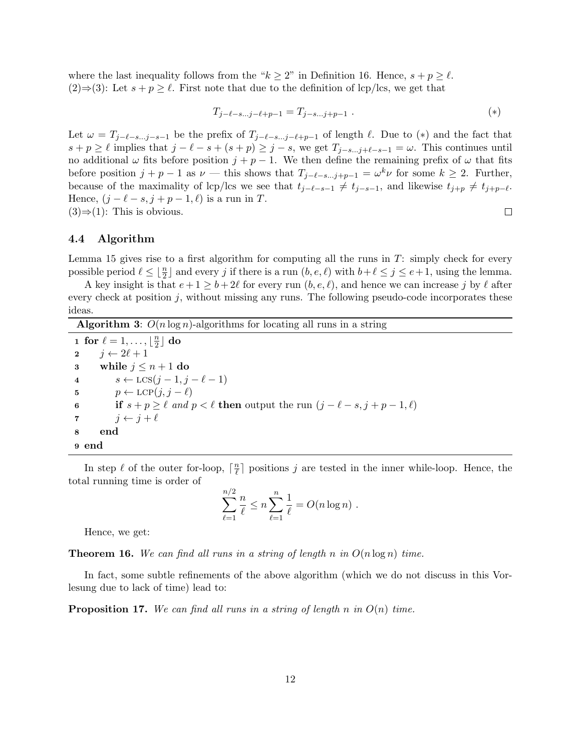where the last inequality follows from the "$k \geq 2$" in Definition 16. Hence, $s + p \geq \ell$.
(2)⇒(3): Let $s + p \geq \ell$. First note that due to the definition of lcp/lcs, we get that

$$T_{j-\ell-s \ldots j-\ell+p-1} = T_{j-s \ldots j+p-1} \; . \qquad (*)$$

Let $\omega = T_{j-\ell-s \ldots j-s-1}$ be the prefix of $T_{j-\ell-s \ldots j-\ell+p-1}$ of length $\ell$. Due to $(*)$ and the fact that $s + p \geq \ell$ implies that $j - \ell - s + (s + p) \geq j - s$, we get $T_{j-s \ldots j+\ell-s-1} = \omega$. This continues until no additional $\omega$ fits before position $j + p - 1$. We then define the remaining prefix of $\omega$ that fits before position $j + p - 1$ as $\nu$ — this shows that $T_{j-\ell-s \ldots j+p-1} = \omega^k \nu$ for some $k \geq 2$. Further, because of the maximality of lcp/lcs we see that $t_{j-\ell-s-1} \neq t_{j-s-1}$, and likewise $t_{j+p} \neq t_{j+p-\ell}$. Hence, $(j - \ell - s, j + p - 1, \ell)$ is a run in $T$.
(3)⇒(1): This is obvious. □

### 4.4 Algorithm

Lemma 15 gives rise to a first algorithm for computing all the runs in $T$: simply check for every possible period $\ell \leq \lfloor \frac{n}{2} \rfloor$ and every $j$ if there is a run $(b, e, \ell)$ with $b + \ell \leq j \leq e + 1$, using the lemma.

A key insight is that $e + 1 \geq b + 2\ell$ for every run $(b, e, \ell)$, and hence we can increase $j$ by $\ell$ after every check at position $j$, without missing any runs. The following pseudo-code incorporates these ideas.

**Algorithm 3**: $O(n \log n)$-algorithms for locating all runs in a string

```
1 for ℓ = 1, ..., ⌊n/2⌋ do
2     j ← 2ℓ + 1
3     while j ≤ n + 1 do
4         s ← LCS(j − 1, j − ℓ − 1)
5         p ← LCP(j, j − ℓ)
6         if s + p ≥ ℓ and p < ℓ then output the run (j − ℓ − s, j + p − 1, ℓ)
7         j ← j + ℓ
8     end
9 end
```

In step $\ell$ of the outer for-loop, $\lceil \frac{n}{\ell} \rceil$ positions $j$ are tested in the inner while-loop. Hence, the total running time is order of

$$\sum_{\ell=1}^{n/2} \frac{n}{\ell} \leq n \sum_{\ell=1}^{n} \frac{1}{\ell} = O(n \log n) \; .$$

Hence, we get:

**Theorem 16.** *We can find all runs in a string of length $n$ in $O(n \log n)$ time.*

In fact, some subtle refinements of the above algorithm (which we do not discuss in this Vorlesung due to lack of time) lead to:

**Proposition 17.** *We can find all runs in a string of length $n$ in $O(n)$ time.*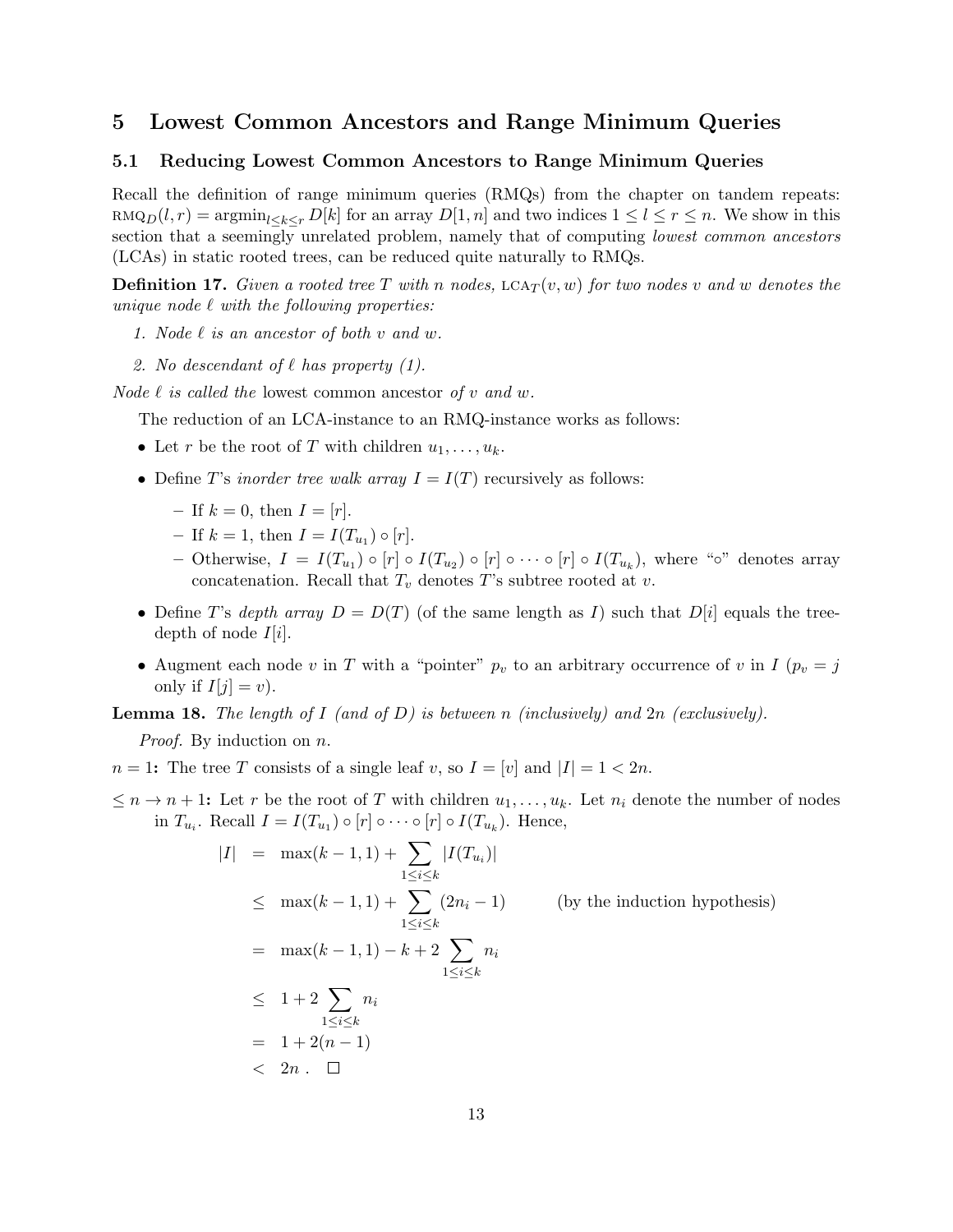# 5 Lowest Common Ancestors and Range Minimum Queries

## 5.1 Reducing Lowest Common Ancestors to Range Minimum Queries

Recall the definition of range minimum queries (RMQs) from the chapter on tandem repeats: $\text{RMQ}_D(l, r) = \text{argmin}_{l \leq k \leq r} D[k]$ for an array $D[1, n]$ and two indices $1 \leq l \leq r \leq n$. We show in this section that a seemingly unrelated problem, namely that of computing *lowest common ancestors* (LCAs) in static rooted trees, can be reduced quite naturally to RMQs.

**Definition 17.** *Given a rooted tree $T$ with $n$ nodes, $\text{LCA}_T(v, w)$ for two nodes $v$ and $w$ denotes the unique node $\ell$ with the following properties:*

1. *Node $\ell$ is an ancestor of both $v$ and $w$.*
2. *No descendant of $\ell$ has property (1).*

*Node $\ell$ is called the* lowest common ancestor *of $v$ and $w$.*

The reduction of an LCA-instance to an RMQ-instance works as follows:

- Let $r$ be the root of $T$ with children $u_1, \ldots, u_k$.
- Define $T$'s *inorder tree walk array* $I = I(T)$ recursively as follows:
  - If $k = 0$, then $I = [r]$.
  - If $k = 1$, then $I = I(T_{u_1}) \circ [r]$.
  - Otherwise, $I = I(T_{u_1}) \circ [r] \circ I(T_{u_2}) \circ [r] \circ \cdots \circ [r] \circ I(T_{u_k})$, where "$\circ$" denotes array concatenation. Recall that $T_v$ denotes $T$'s subtree rooted at $v$.
- Define $T$'s *depth array* $D = D(T)$ (of the same length as $I$) such that $D[i]$ equals the tree-depth of node $I[i]$.
- Augment each node $v$ in $T$ with a "pointer" $p_v$ to an arbitrary occurrence of $v$ in $I$ ($p_v = j$ only if $I[j] = v$).

**Lemma 18.** *The length of $I$ (and of $D$) is between $n$ (inclusively) and $2n$ (exclusively).*

*Proof.* By induction on $n$.

**$n = 1$:** The tree $T$ consists of a single leaf $v$, so $I = [v]$ and $|I| = 1 < 2n$.

**$\leq n \to n + 1$:** Let $r$ be the root of $T$ with children $u_1, \ldots, u_k$. Let $n_i$ denote the number of nodes in $T_{u_i}$. Recall $I = I(T_{u_1}) \circ [r] \circ \cdots \circ [r] \circ I(T_{u_k})$. Hence,

$$
\begin{aligned}
|I| &= \max(k-1, 1) + \sum_{1 \leq i \leq k} |I(T_{u_i})| \\
&\leq \max(k-1, 1) + \sum_{1 \leq i \leq k} (2n_i - 1) \qquad \text{(by the induction hypothesis)} \\
&= \max(k-1, 1) - k + 2 \sum_{1 \leq i \leq k} n_i \\
&\leq 1 + 2 \sum_{1 \leq i \leq k} n_i \\
&= 1 + 2(n-1) \\
&< 2n \; . \qquad \square
\end{aligned}
$$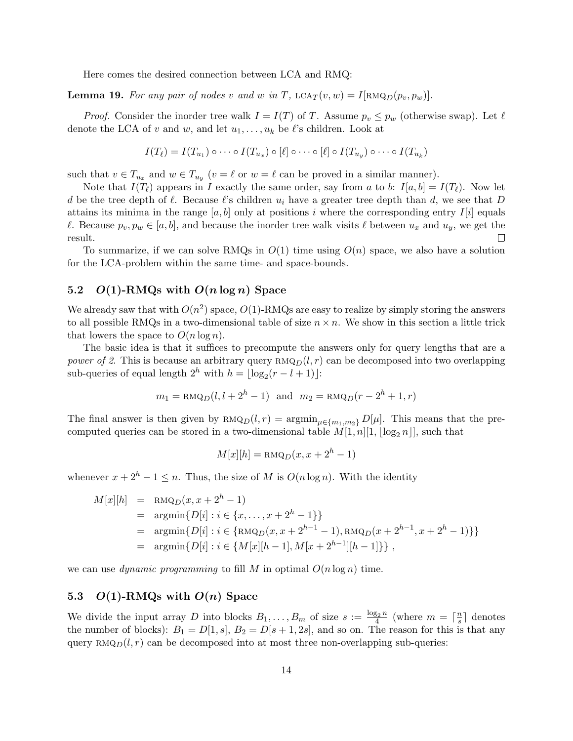Here comes the desired connection between LCA and RMQ:

**Lemma 19.** *For any pair of nodes $v$ and $w$ in $T$, $\text{LCA}_T(v, w) = I[\text{RMQ}_D(p_v, p_w)]$.*

*Proof.* Consider the inorder tree walk $I = I(T)$ of $T$. Assume $p_v \leq p_w$ (otherwise swap). Let $\ell$ denote the LCA of $v$ and $w$, and let $u_1, \ldots, u_k$ be $\ell$'s children. Look at

$$I(T_\ell) = I(T_{u_1}) \circ \cdots \circ I(T_{u_x}) \circ [\ell] \circ \cdots \circ [\ell] \circ I(T_{u_y}) \circ \cdots \circ I(T_{u_k})$$

such that $v \in T_{u_x}$ and $w \in T_{u_y}$ ($v = \ell$ or $w = \ell$ can be proved in a similar manner).

Note that $I(T_\ell)$ appears in $I$ exactly the same order, say from $a$ to $b$: $I[a, b] = I(T_\ell)$. Now let $d$ be the tree depth of $\ell$. Because $\ell$'s children $u_i$ have a greater tree depth than $d$, we see that $D$ attains its minima in the range $[a, b]$ only at positions $i$ where the corresponding entry $I[i]$ equals $\ell$. Because $p_v, p_w \in [a, b]$, and because the inorder tree walk visits $\ell$ between $u_x$ and $u_y$, we get the result. □

To summarize, if we can solve RMQs in $O(1)$ time using $O(n)$ space, we also have a solution for the LCA-problem within the same time- and space-bounds.

## 5.2 $O(1)$-RMQs with $O(n \log n)$ Space

We already saw that with $O(n^2)$ space, $O(1)$-RMQs are easy to realize by simply storing the answers to all possible RMQs in a two-dimensional table of size $n \times n$. We show in this section a little trick that lowers the space to $O(n \log n)$.

The basic idea is that it suffices to precompute the answers only for query lengths that are a *power of 2*. This is because an arbitrary query $\text{RMQ}_D(l, r)$ can be decomposed into two overlapping sub-queries of equal length $2^h$ with $h = \lfloor \log_2(r - l + 1) \rfloor$:

$$m_1 = \text{RMQ}_D(l, l + 2^h - 1) \;\; \text{and} \;\; m_2 = \text{RMQ}_D(r - 2^h + 1, r)$$

The final answer is then given by $\text{RMQ}_D(l, r) = \text{argmin}_{\mu \in \{m_1, m_2\}} D[\mu]$. This means that the precomputed queries can be stored in a two-dimensional table $M[1, n][1, \lfloor \log_2 n \rfloor]$, such that

$$M[x][h] = \text{RMQ}_D(x, x + 2^h - 1)$$

whenever $x + 2^h - 1 \leq n$. Thus, the size of $M$ is $O(n \log n)$. With the identity

$$\begin{aligned}
M[x][h] &= \text{RMQ}_D(x, x + 2^h - 1) \\
&= \text{argmin}\{D[i] : i \in \{x, \ldots, x + 2^h - 1\}\} \\
&= \text{argmin}\{D[i] : i \in \{\text{RMQ}_D(x, x + 2^{h-1} - 1), \text{RMQ}_D(x + 2^{h-1}, x + 2^h - 1)\}\} \\
&= \text{argmin}\{D[i] : i \in \{M[x][h-1], M[x + 2^{h-1}][h-1]\}\} \;,
\end{aligned}$$

we can use *dynamic programming* to fill $M$ in optimal $O(n \log n)$ time.

## 5.3 $O(1)$-RMQs with $O(n)$ Space

We divide the input array $D$ into blocks $B_1, \ldots, B_m$ of size $s := \frac{\log_2 n}{4}$ (where $m = \lceil \frac{n}{s} \rceil$ denotes the number of blocks): $B_1 = D[1, s]$, $B_2 = D[s + 1, 2s]$, and so on. The reason for this is that any query $\text{RMQ}_D(l, r)$ can be decomposed into at most three non-overlapping sub-queries: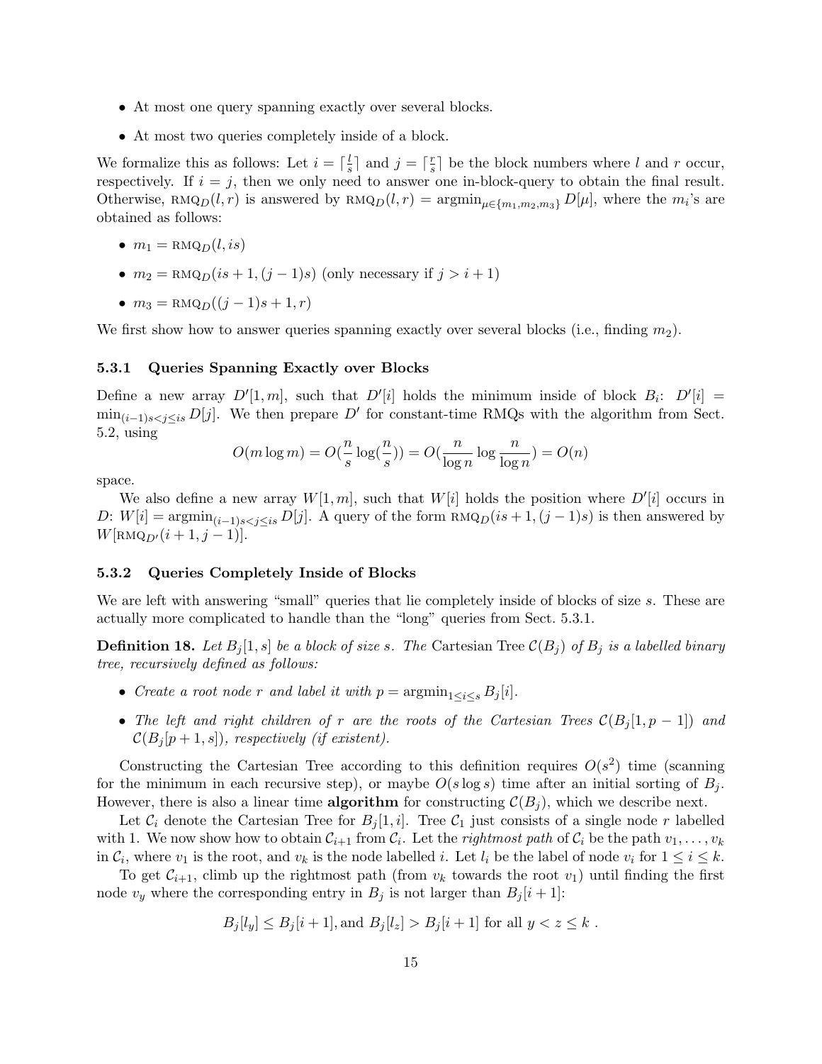- At most one query spanning exactly over several blocks.
- At most two queries completely inside of a block.

We formalize this as follows: Let $i = \lceil \frac{l}{s} \rceil$ and $j = \lceil \frac{r}{s} \rceil$ be the block numbers where $l$ and $r$ occur, respectively. If $i = j$, then we only need to answer one in-block-query to obtain the final result. Otherwise, $\textsc{rmq}_D(l, r)$ is answered by $\textsc{rmq}_D(l, r) = \text{argmin}_{\mu \in \{m_1, m_2, m_3\}} D[\mu]$, where the $m_i$'s are obtained as follows:

- $m_1 = \textsc{rmq}_D(l, is)$
- $m_2 = \textsc{rmq}_D(is + 1, (j-1)s)$ (only necessary if $j > i + 1$)
- $m_3 = \textsc{rmq}_D((j-1)s + 1, r)$

We first show how to answer queries spanning exactly over several blocks (i.e., finding $m_2$).

### 5.3.1 Queries Spanning Exactly over Blocks

Define a new array $D'[1, m]$, such that $D'[i]$ holds the minimum inside of block $B_i$: $D'[i] = \min_{(i-1)s < j \leq is} D[j]$. We then prepare $D'$ for constant-time RMQs with the algorithm from Sect. 5.2, using

$$O(m \log m) = O(\frac{n}{s} \log(\frac{n}{s})) = O(\frac{n}{\log n} \log \frac{n}{\log n}) = O(n)$$

space.

We also define a new array $W[1, m]$, such that $W[i]$ holds the position where $D'[i]$ occurs in $D$: $W[i] = \text{argmin}_{(i-1)s < j \leq is} D[j]$. A query of the form $\textsc{rmq}_D(is + 1, (j-1)s)$ is then answered by $W[\textsc{rmq}_{D'}(i + 1, j - 1)]$.

### 5.3.2 Queries Completely Inside of Blocks

We are left with answering "small" queries that lie completely inside of blocks of size $s$. These are actually more complicated to handle than the "long" queries from Sect. 5.3.1.

**Definition 18.** *Let $B_j[1, s]$ be a block of size $s$. The* Cartesian Tree $\mathcal{C}(B_j)$ *of $B_j$ is a labelled binary tree, recursively defined as follows:*

- *Create a root node $r$ and label it with $p = \text{argmin}_{1 \leq i \leq s} B_j[i]$.*
- *The left and right children of $r$ are the roots of the Cartesian Trees $\mathcal{C}(B_j[1, p-1])$ and $\mathcal{C}(B_j[p+1, s])$, respectively (if existent).*

Constructing the Cartesian Tree according to this definition requires $O(s^2)$ time (scanning for the minimum in each recursive step), or maybe $O(s \log s)$ time after an initial sorting of $B_j$. However, there is also a linear time **algorithm** for constructing $\mathcal{C}(B_j)$, which we describe next.

Let $\mathcal{C}_i$ denote the Cartesian Tree for $B_j[1, i]$. Tree $\mathcal{C}_1$ just consists of a single node $r$ labelled with 1. We now show how to obtain $\mathcal{C}_{i+1}$ from $\mathcal{C}_i$. Let the *rightmost path* of $\mathcal{C}_i$ be the path $v_1, \ldots, v_k$ in $\mathcal{C}_i$, where $v_1$ is the root, and $v_k$ is the node labelled $i$. Let $l_i$ be the label of node $v_i$ for $1 \leq i \leq k$.

To get $\mathcal{C}_{i+1}$, climb up the rightmost path (from $v_k$ towards the root $v_1$) until finding the first node $v_y$ where the corresponding entry in $B_j$ is not larger than $B_j[i + 1]$:

$$B_j[l_y] \leq B_j[i + 1], \text{and } B_j[l_z] > B_j[i + 1] \text{ for all } y < z \leq k \ .$$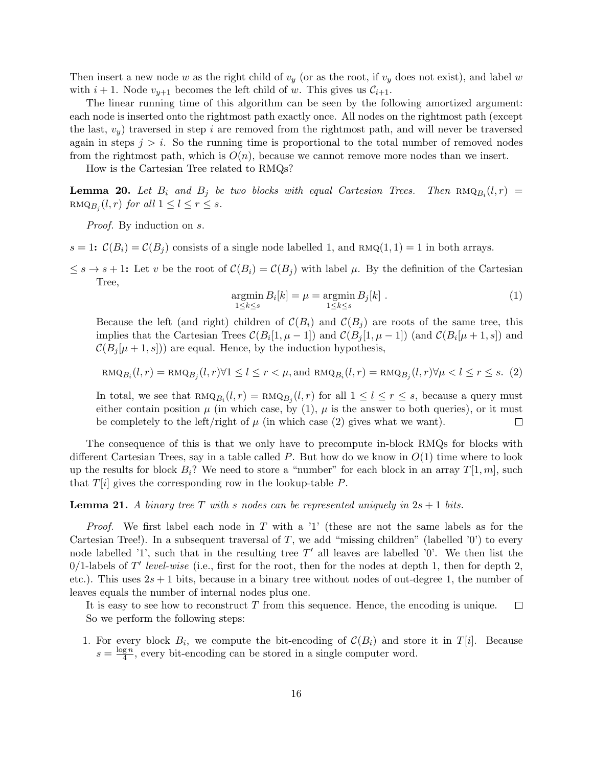Then insert a new node $w$ as the right child of $v_y$ (or as the root, if $v_y$ does not exist), and label $w$ with $i+1$. Node $v_{y+1}$ becomes the left child of $w$. This gives us $\mathcal{C}_{i+1}$.

The linear running time of this algorithm can be seen by the following amortized argument: each node is inserted onto the rightmost path exactly once. All nodes on the rightmost path (except the last, $v_y$) traversed in step $i$ are removed from the rightmost path, and will never be traversed again in steps $j > i$. So the running time is proportional to the total number of removed nodes from the rightmost path, which is $O(n)$, because we cannot remove more nodes than we insert.

How is the Cartesian Tree related to RMQs?

**Lemma 20.** *Let $B_i$ and $B_j$ be two blocks with equal Cartesian Trees. Then $\text{RMQ}_{B_i}(l, r) = \text{RMQ}_{B_j}(l, r)$ for all $1 \le l \le r \le s$.*

*Proof.* By induction on $s$.

**$s = 1$:** $\mathcal{C}(B_i) = \mathcal{C}(B_j)$ consists of a single node labelled 1, and $\text{RMQ}(1, 1) = 1$ in both arrays.

**$\le s \to s+1$:** Let $v$ be the root of $\mathcal{C}(B_i) = \mathcal{C}(B_j)$ with label $\mu$. By the definition of the Cartesian Tree,

$$\operatorname*{argmin}_{1 \le k \le s} B_i[k] = \mu = \operatorname*{argmin}_{1 \le k \le s} B_j[k] \ . \tag{1}$$

Because the left (and right) children of $\mathcal{C}(B_i)$ and $\mathcal{C}(B_j)$ are roots of the same tree, this implies that the Cartesian Trees $\mathcal{C}(B_i[1, \mu - 1])$ and $\mathcal{C}(B_j[1, \mu - 1])$ (and $\mathcal{C}(B_i[\mu + 1, s])$ and $\mathcal{C}(B_j[\mu + 1, s])$) are equal. Hence, by the induction hypothesis,

$$\text{RMQ}_{B_i}(l, r) = \text{RMQ}_{B_j}(l, r) \forall 1 \le l \le r < \mu, \text{and } \text{RMQ}_{B_i}(l, r) = \text{RMQ}_{B_j}(l, r) \forall \mu < l \le r \le s. \tag{2}$$

In total, we see that $\text{RMQ}_{B_i}(l, r) = \text{RMQ}_{B_j}(l, r)$ for all $1 \le l \le r \le s$, because a query must either contain position $\mu$ (in which case, by (1), $\mu$ is the answer to both queries), or it must be completely to the left/right of $\mu$ (in which case (2) gives what we want). $\square$

The consequence of this is that we only have to precompute in-block RMQs for blocks with different Cartesian Trees, say in a table called $P$. But how do we know in $O(1)$ time where to look up the results for block $B_i$? We need to store a "number" for each block in an array $T[1, m]$, such that $T[i]$ gives the corresponding row in the lookup-table $P$.

**Lemma 21.** *A binary tree $T$ with $s$ nodes can be represented uniquely in $2s + 1$ bits.*

*Proof.* We first label each node in $T$ with a '1' (these are not the same labels as for the Cartesian Tree!). In a subsequent traversal of $T$, we add "missing children" (labelled '0') to every node labelled '1', such that in the resulting tree $T'$ all leaves are labelled '0'. We then list the 0/1-labels of $T'$ *level-wise* (i.e., first for the root, then for the nodes at depth 1, then for depth 2, etc.). This uses $2s + 1$ bits, because in a binary tree without nodes of out-degree 1, the number of leaves equals the number of internal nodes plus one.

It is easy to see how to reconstruct $T$ from this sequence. Hence, the encoding is unique. $\square$

So we perform the following steps:

1. For every block $B_i$, we compute the bit-encoding of $\mathcal{C}(B_i)$ and store it in $T[i]$. Because $s = \frac{\log n}{4}$, every bit-encoding can be stored in a single computer word.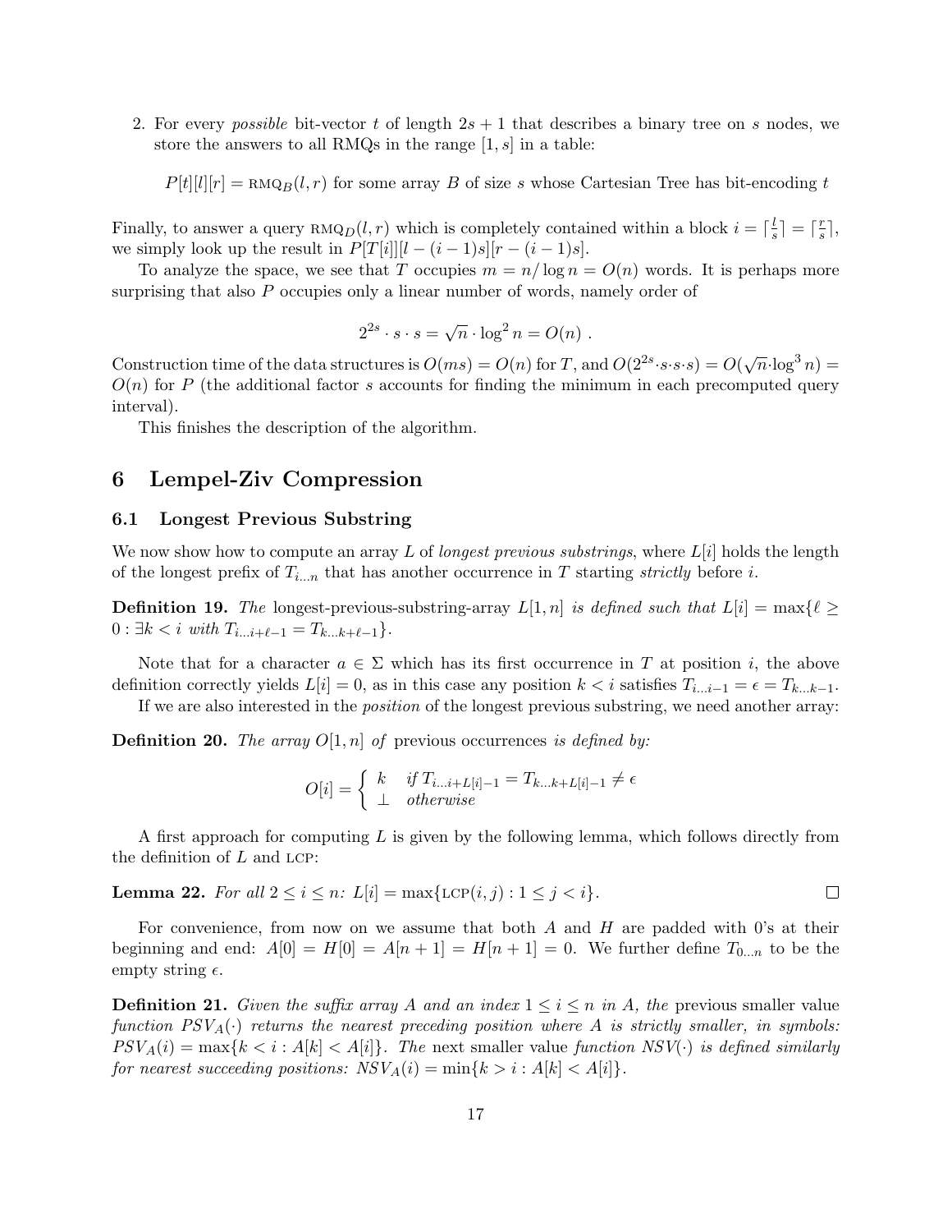2. For every *possible* bit-vector $t$ of length $2s+1$ that describes a binary tree on $s$ nodes, we store the answers to all RMQs in the range $[1,s]$ in a table:

$$P[t][l][r] = \text{RMQ}_B(l,r) \text{ for some array } B \text{ of size } s \text{ whose Cartesian Tree has bit-encoding } t$$

Finally, to answer a query $\text{RMQ}_D(l,r)$ which is completely contained within a block $i = \lceil \frac{l}{s} \rceil = \lceil \frac{r}{s} \rceil$, we simply look up the result in $P[T[i]][l-(i-1)s][r-(i-1)s]$.

To analyze the space, we see that $T$ occupies $m = n/\log n = O(n)$ words. It is perhaps more surprising that also $P$ occupies only a linear number of words, namely order of

$$2^{2s} \cdot s \cdot s = \sqrt{n} \cdot \log^2 n = O(n) \ .$$

Construction time of the data structures is $O(ms) = O(n)$ for $T$, and $O(2^{2s} \cdot s \cdot s \cdot s) = O(\sqrt{n} \cdot \log^3 n) = O(n)$ for $P$ (the additional factor $s$ accounts for finding the minimum in each precomputed query interval).

This finishes the description of the algorithm.

# 6 Lempel-Ziv Compression

## 6.1 Longest Previous Substring

We now show how to compute an array $L$ of *longest previous substrings*, where $L[i]$ holds the length of the longest prefix of $T_{i\dots n}$ that has another occurrence in $T$ starting *strictly* before $i$.

**Definition 19.** *The* longest-previous-substring-array $L[1,n]$ *is defined such that* $L[i] = \max\{\ell \geq 0 : \exists k < i \text{ with } T_{i\dots i+\ell-1} = T_{k\dots k+\ell-1}\}$.

Note that for a character $a \in \Sigma$ which has its first occurrence in $T$ at position $i$, the above definition correctly yields $L[i] = 0$, as in this case any position $k < i$ satisfies $T_{i\dots i-1} = \epsilon = T_{k\dots k-1}$.

If we are also interested in the *position* of the longest previous substring, we need another array:

**Definition 20.** *The array* $O[1,n]$ *of* previous occurrences *is defined by:*

$$O[i] = \begin{cases} k & \text{if } T_{i\dots i+L[i]-1} = T_{k\dots k+L[i]-1} \neq \epsilon \\ \perp & \text{otherwise} \end{cases}$$

A first approach for computing $L$ is given by the following lemma, which follows directly from the definition of $L$ and LCP:

**Lemma 22.** *For all* $2 \leq i \leq n$: $L[i] = \max\{\text{LCP}(i,j) : 1 \leq j < i\}$. □

For convenience, from now on we assume that both $A$ and $H$ are padded with 0's at their beginning and end: $A[0] = H[0] = A[n+1] = H[n+1] = 0$. We further define $T_{0\dots n}$ to be the empty string $\epsilon$.

**Definition 21.** *Given the suffix array $A$ and an index $1 \leq i \leq n$ in $A$, the* previous smaller value *function $PSV_A(\cdot)$ returns the nearest preceding position where $A$ is strictly smaller, in symbols:* $PSV_A(i) = \max\{k < i : A[k] < A[i]\}$. *The* next smaller value *function $NSV(\cdot)$ is defined similarly for nearest succeeding positions:* $NSV_A(i) = \min\{k > i : A[k] < A[i]\}$.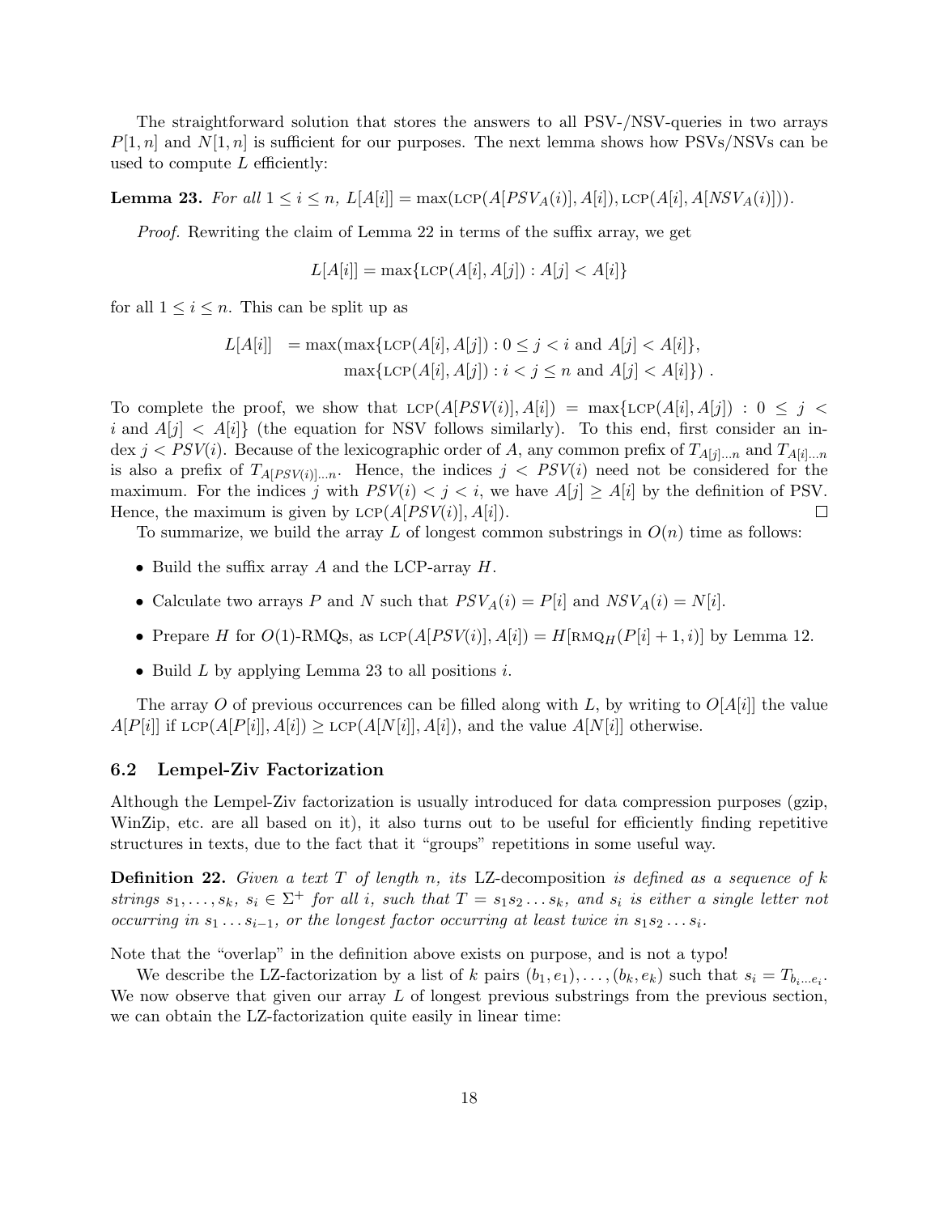The straightforward solution that stores the answers to all PSV-/NSV-queries in two arrays $P[1, n]$ and $N[1, n]$ is sufficient for our purposes. The next lemma shows how PSVs/NSVs can be used to compute $L$ efficiently:

**Lemma 23.** *For all* $1 \leq i \leq n$, $L[A[i]] = \max(\text{LCP}(A[PSV_A(i)], A[i]), \text{LCP}(A[i], A[NSV_A(i)]))$.

*Proof.* Rewriting the claim of Lemma 22 in terms of the suffix array, we get

$$L[A[i]] = \max\{\text{LCP}(A[i], A[j]) : A[j] < A[i]\}$$

for all $1 \leq i \leq n$. This can be split up as

$$\begin{aligned} L[A[i]] &= \max(\max\{\text{LCP}(A[i], A[j]) : 0 \leq j < i \text{ and } A[j] < A[i]\}, \\ &\qquad \max\{\text{LCP}(A[i], A[j]) : i < j \leq n \text{ and } A[j] < A[i]\}) . \end{aligned}$$

To complete the proof, we show that $\text{LCP}(A[PSV(i)], A[i]) = \max\{\text{LCP}(A[i], A[j]) : 0 \leq j < i \text{ and } A[j] < A[i]\}$ (the equation for NSV follows similarly). To this end, first consider an index $j < PSV(i)$. Because of the lexicographic order of $A$, any common prefix of $T_{A[j]\ldots n}$ and $T_{A[i]\ldots n}$ is also a prefix of $T_{A[PSV(i)]\ldots n}$. Hence, the indices $j < PSV(i)$ need not be considered for the maximum. For the indices $j$ with $PSV(i) < j < i$, we have $A[j] \geq A[i]$ by the definition of PSV. Hence, the maximum is given by $\text{LCP}(A[PSV(i)], A[i])$. ∎

To summarize, we build the array $L$ of longest common substrings in $O(n)$ time as follows:

- Build the suffix array $A$ and the LCP-array $H$.
- Calculate two arrays $P$ and $N$ such that $PSV_A(i) = P[i]$ and $NSV_A(i) = N[i]$.
- Prepare $H$ for $O(1)$-RMQs, as $\text{LCP}(A[PSV(i)], A[i]) = H[\text{RMQ}_H(P[i] + 1, i)]$ by Lemma 12.
- Build $L$ by applying Lemma 23 to all positions $i$.

The array $O$ of previous occurrences can be filled along with $L$, by writing to $O[A[i]]$ the value $A[P[i]]$ if $\text{LCP}(A[P[i]], A[i]) \geq \text{LCP}(A[N[i]], A[i])$, and the value $A[N[i]]$ otherwise.

### 6.2 Lempel-Ziv Factorization

Although the Lempel-Ziv factorization is usually introduced for data compression purposes (gzip, WinZip, etc. are all based on it), it also turns out to be useful for efficiently finding repetitive structures in texts, due to the fact that it "groups" repetitions in some useful way.

**Definition 22.** *Given a text $T$ of length $n$, its* LZ-decomposition *is defined as a sequence of $k$ strings $s_1, \ldots, s_k$, $s_i \in \Sigma^+$ for all $i$, such that $T = s_1 s_2 \ldots s_k$, and $s_i$ is either a single letter not occurring in $s_1 \ldots s_{i-1}$, or the longest factor occurring at least twice in $s_1 s_2 \ldots s_i$.*

Note that the "overlap" in the definition above exists on purpose, and is not a typo!

We describe the LZ-factorization by a list of $k$ pairs $(b_1, e_1), \ldots, (b_k, e_k)$ such that $s_i = T_{b_i \ldots e_i}$. We now observe that given our array $L$ of longest previous substrings from the previous section, we can obtain the LZ-factorization quite easily in linear time: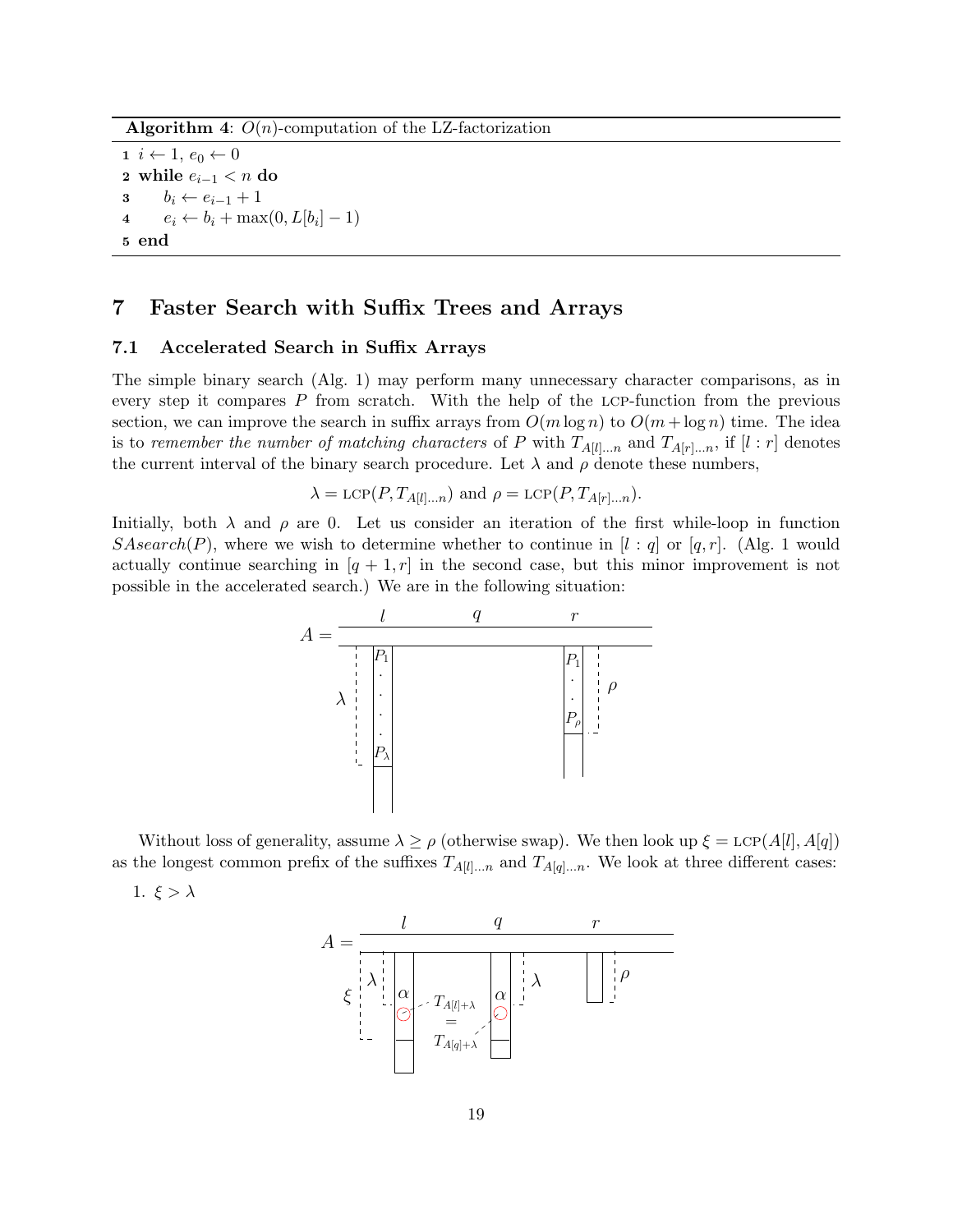**Algorithm 4**: $O(n)$-computation of the LZ-factorization

```
1  i ← 1, e_0 ← 0
2  while e_{i-1} < n do
3      b_i ← e_{i-1} + 1
4      e_i ← b_i + max(0, L[b_i] − 1)
5  end
```

## 7 Faster Search with Suffix Trees and Arrays

### 7.1 Accelerated Search in Suffix Arrays

The simple binary search (Alg. 1) may perform many unnecessary character comparisons, as in every step it compares $P$ from scratch. With the help of the LCP-function from the previous section, we can improve the search in suffix arrays from $O(m \log n)$ to $O(m + \log n)$ time. The idea is to *remember the number of matching characters* of $P$ with $T_{A[l]\dots n}$ and $T_{A[r]\dots n}$, if $[l : r]$ denotes the current interval of the binary search procedure. Let $\lambda$ and $\rho$ denote these numbers,

$$\lambda = \text{LCP}(P, T_{A[l]\dots n}) \text{ and } \rho = \text{LCP}(P, T_{A[r]\dots n}).$$

Initially, both $\lambda$ and $\rho$ are 0. Let us consider an iteration of the first while-loop in function *SAsearch*($P$), where we wish to determine whether to continue in $[l : q]$ or $[q, r]$. (Alg. 1 would actually continue searching in $[q + 1, r]$ in the second case, but this minor improvement is not possible in the accelerated search.) We are in the following situation:

Without loss of generality, assume $\lambda \geq \rho$ (otherwise swap). We then look up $\xi = \text{LCP}(A[l], A[q])$ as the longest common prefix of the suffixes $T_{A[l]\dots n}$ and $T_{A[q]\dots n}$. We look at three different cases:

1. $\xi > \lambda$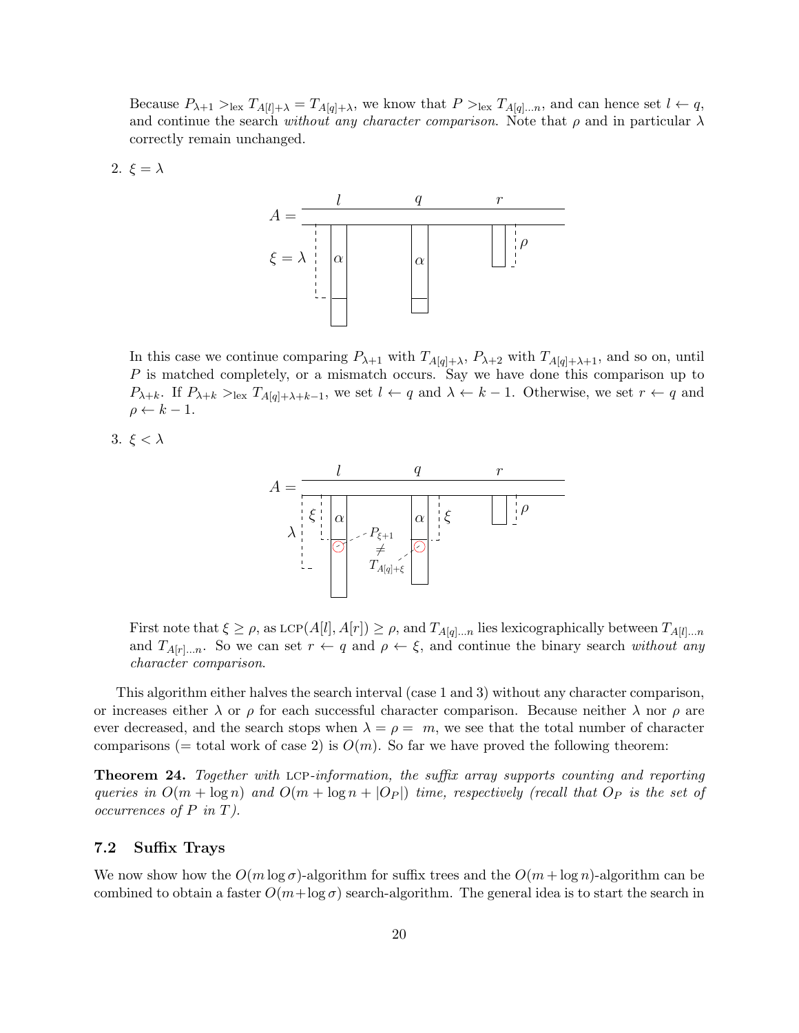Because $P_{\lambda+1} >_{\text{lex}} T_{A[l]+\lambda} = T_{A[q]+\lambda}$, we know that $P >_{\text{lex}} T_{A[q]\ldots n}$, and can hence set $l \leftarrow q$, and continue the search *without any character comparison*. Note that $\rho$ and in particular $\lambda$ correctly remain unchanged.

2. $\xi = \lambda$

In this case we continue comparing $P_{\lambda+1}$ with $T_{A[q]+\lambda}$, $P_{\lambda+2}$ with $T_{A[q]+\lambda+1}$, and so on, until $P$ is matched completely, or a mismatch occurs. Say we have done this comparison up to $P_{\lambda+k}$. If $P_{\lambda+k} >_{\text{lex}} T_{A[q]+\lambda+k-1}$, we set $l \leftarrow q$ and $\lambda \leftarrow k-1$. Otherwise, we set $r \leftarrow q$ and $\rho \leftarrow k-1$.

3. $\xi < \lambda$

First note that $\xi \geq \rho$, as $\text{LCP}(A[l], A[r]) \geq \rho$, and $T_{A[q]\ldots n}$ lies lexicographically between $T_{A[l]\ldots n}$ and $T_{A[r]\ldots n}$. So we can set $r \leftarrow q$ and $\rho \leftarrow \xi$, and continue the binary search *without any character comparison*.

This algorithm either halves the search interval (case 1 and 3) without any character comparison, or increases either $\lambda$ or $\rho$ for each successful character comparison. Because neither $\lambda$ nor $\rho$ are ever decreased, and the search stops when $\lambda = \rho = m$, we see that the total number of character comparisons (= total work of case 2) is $O(m)$. So far we have proved the following theorem:

**Theorem 24.** *Together with* LCP*-information, the suffix array supports counting and reporting queries in $O(m + \log n)$ and $O(m + \log n + |O_P|)$ time, respectively (recall that $O_P$ is the set of occurrences of $P$ in $T$).*

### 7.2 Suffix Trays

We now show how the $O(m \log \sigma)$-algorithm for suffix trees and the $O(m + \log n)$-algorithm can be combined to obtain a faster $O(m + \log \sigma)$ search-algorithm. The general idea is to start the search in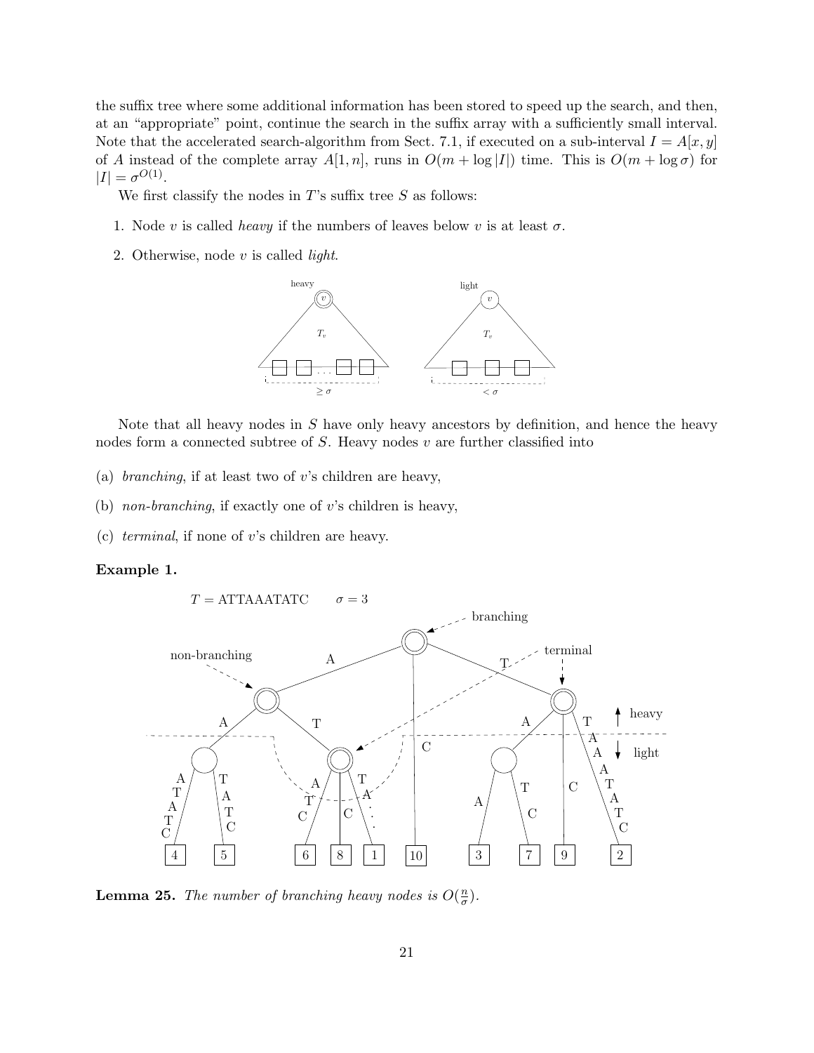the suffix tree where some additional information has been stored to speed up the search, and then, at an "appropriate" point, continue the search in the suffix array with a sufficiently small interval. Note that the accelerated search-algorithm from Sect. 7.1, if executed on a sub-interval $I = A[x, y]$ of $A$ instead of the complete array $A[1, n]$, runs in $O(m + \log |I|)$ time. This is $O(m + \log \sigma)$ for $|I| = \sigma^{O(1)}$.

We first classify the nodes in $T$'s suffix tree $S$ as follows:

1. Node $v$ is called *heavy* if the numbers of leaves below $v$ is at least $\sigma$.
2. Otherwise, node $v$ is called *light*.

Note that all heavy nodes in $S$ have only heavy ancestors by definition, and hence the heavy nodes form a connected subtree of $S$. Heavy nodes $v$ are further classified into

(a) *branching*, if at least two of $v$'s children are heavy,

(b) *non-branching*, if exactly one of $v$'s children is heavy,

(c) *terminal*, if none of $v$'s children are heavy.

**Example 1.**

$T$ = ATTAAATATC $\quad \sigma = 3$

**Lemma 25.** *The number of branching heavy nodes is $O(\frac{n}{\sigma})$.*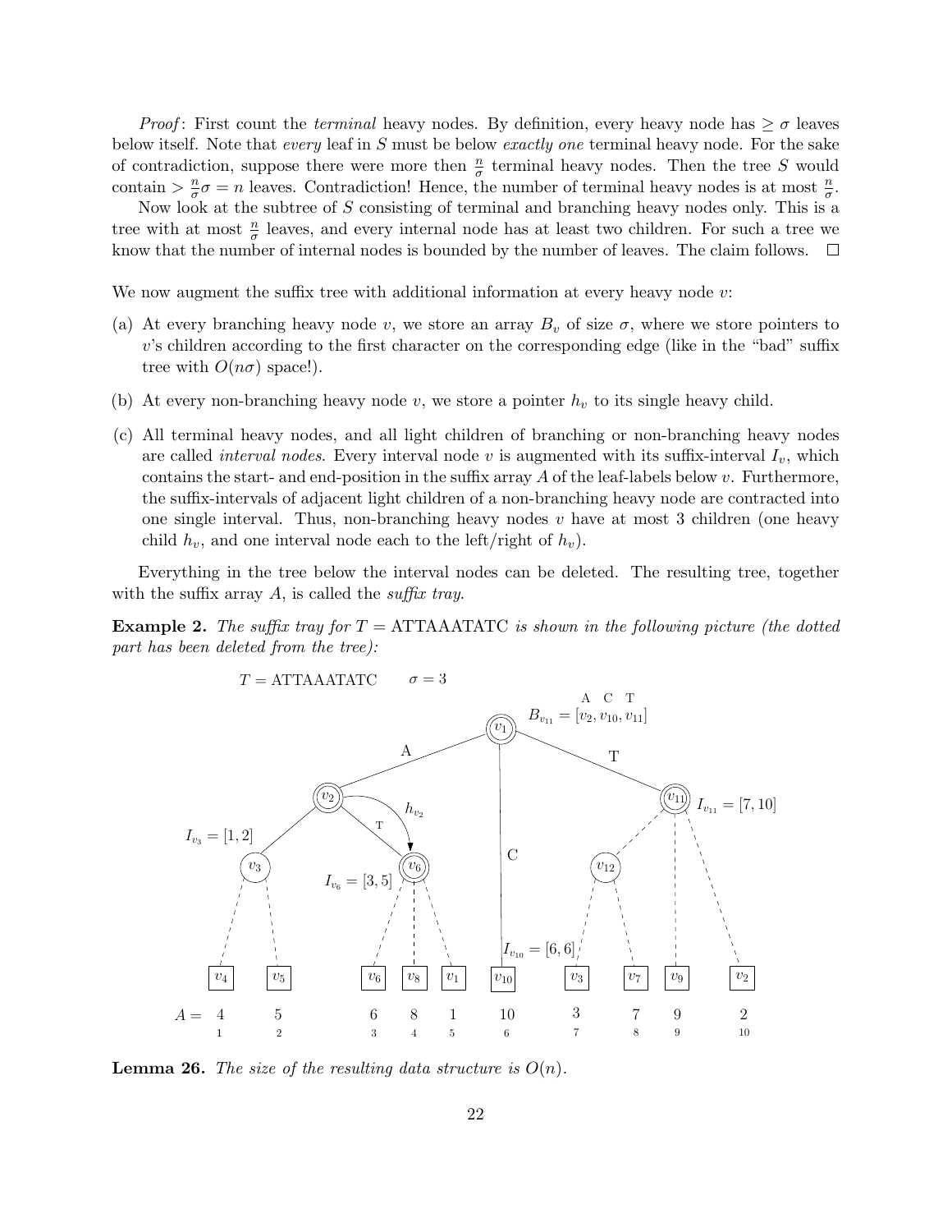*Proof*: First count the *terminal* heavy nodes. By definition, every heavy node has $\geq \sigma$ leaves below itself. Note that *every* leaf in $S$ must be below *exactly one* terminal heavy node. For the sake of contradiction, suppose there were more then $\frac{n}{\sigma}$ terminal heavy nodes. Then the tree $S$ would contain $> \frac{n}{\sigma}\sigma = n$ leaves. Contradiction! Hence, the number of terminal heavy nodes is at most $\frac{n}{\sigma}$.

Now look at the subtree of $S$ consisting of terminal and branching heavy nodes only. This is a tree with at most $\frac{n}{\sigma}$ leaves, and every internal node has at least two children. For such a tree we know that the number of internal nodes is bounded by the number of leaves. The claim follows. □

We now augment the suffix tree with additional information at every heavy node $v$:

(a) At every branching heavy node $v$, we store an array $B_v$ of size $\sigma$, where we store pointers to $v$'s children according to the first character on the corresponding edge (like in the "bad" suffix tree with $O(n\sigma)$ space!).

(b) At every non-branching heavy node $v$, we store a pointer $h_v$ to its single heavy child.

(c) All terminal heavy nodes, and all light children of branching or non-branching heavy nodes are called *interval nodes*. Every interval node $v$ is augmented with its suffix-interval $I_v$, which contains the start- and end-position in the suffix array $A$ of the leaf-labels below $v$. Furthermore, the suffix-intervals of adjacent light children of a non-branching heavy node are contracted into one single interval. Thus, non-branching heavy nodes $v$ have at most 3 children (one heavy child $h_v$, and one interval node each to the left/right of $h_v$).

Everything in the tree below the interval nodes can be deleted. The resulting tree, together with the suffix array $A$, is called the *suffix tray*.

**Example 2.** *The suffix tray for $T =$ ATTAAATATC is shown in the following picture (the dotted part has been deleted from the tree):*

$T =$ ATTAAATATC    $\sigma = 3$

$B_{v_{11}} = [v_2, v_{10}, v_{11}]$ (indexed by A, C, T)

$I_{v_3} = [1, 2]$, $I_{v_6} = [3, 5]$, $I_{v_{10}} = [6, 6]$, $I_{v_{11}} = [7, 10]$

| | 1 | 2 | 3 | 4 | 5 | 6 | 7 | 8 | 9 | 10 |
|---|---|---|---|---|---|---|---|---|---|---|
| $A =$ | 4 | 5 | 6 | 8 | 1 | 10 | 3 | 7 | 9 | 2 |

**Lemma 26.** *The size of the resulting data structure is $O(n)$.*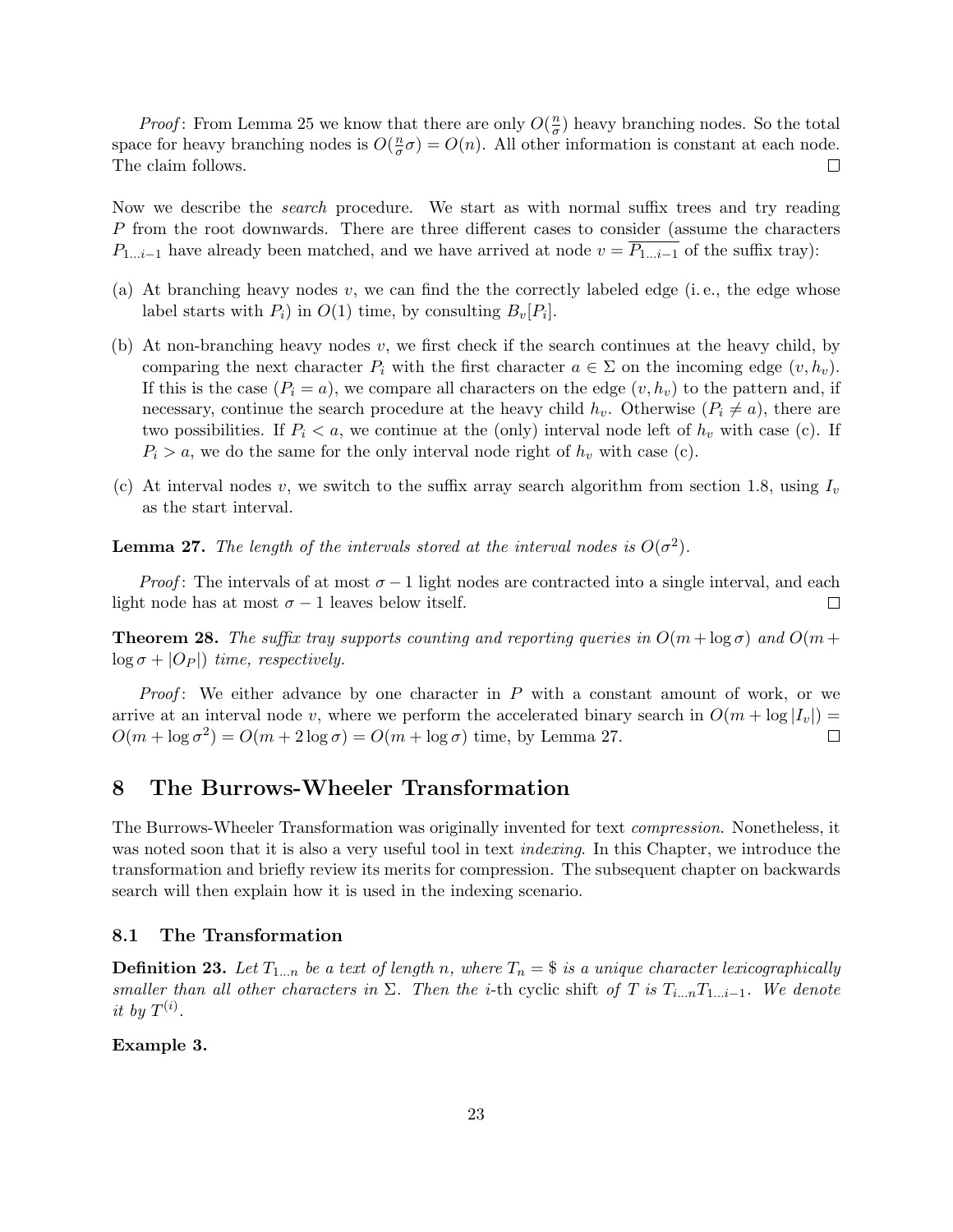*Proof*: From Lemma 25 we know that there are only $O(\frac{n}{\sigma})$ heavy branching nodes. So the total space for heavy branching nodes is $O(\frac{n}{\sigma}\sigma) = O(n)$. All other information is constant at each node. The claim follows. □

Now we describe the *search* procedure. We start as with normal suffix trees and try reading $P$ from the root downwards. There are three different cases to consider (assume the characters $P_{1\ldots i-1}$ have already been matched, and we have arrived at node $v = \overline{P_{1\ldots i-1}}$ of the suffix tray):

(a) At branching heavy nodes $v$, we can find the the correctly labeled edge (i. e., the edge whose label starts with $P_i$) in $O(1)$ time, by consulting $B_v[P_i]$.

(b) At non-branching heavy nodes $v$, we first check if the search continues at the heavy child, by comparing the next character $P_i$ with the first character $a \in \Sigma$ on the incoming edge $(v, h_v)$. If this is the case ($P_i = a$), we compare all characters on the edge $(v, h_v)$ to the pattern and, if necessary, continue the search procedure at the heavy child $h_v$. Otherwise ($P_i \neq a$), there are two possibilities. If $P_i < a$, we continue at the (only) interval node left of $h_v$ with case (c). If $P_i > a$, we do the same for the only interval node right of $h_v$ with case (c).

(c) At interval nodes $v$, we switch to the suffix array search algorithm from section 1.8, using $I_v$ as the start interval.

**Lemma 27.** *The length of the intervals stored at the interval nodes is $O(\sigma^2)$.*

*Proof*: The intervals of at most $\sigma - 1$ light nodes are contracted into a single interval, and each light node has at most $\sigma - 1$ leaves below itself. □

**Theorem 28.** *The suffix tray supports counting and reporting queries in $O(m + \log \sigma)$ and $O(m + \log \sigma + |O_P|)$ time, respectively.*

*Proof*: We either advance by one character in $P$ with a constant amount of work, or we arrive at an interval node $v$, where we perform the accelerated binary search in $O(m + \log |I_v|) = O(m + \log \sigma^2) = O(m + 2 \log \sigma) = O(m + \log \sigma)$ time, by Lemma 27. □

# 8 The Burrows-Wheeler Transformation

The Burrows-Wheeler Transformation was originally invented for text *compression*. Nonetheless, it was noted soon that it is also a very useful tool in text *indexing*. In this Chapter, we introduce the transformation and briefly review its merits for compression. The subsequent chapter on backwards search will then explain how it is used in the indexing scenario.

## 8.1 The Transformation

**Definition 23.** *Let $T_{1\ldots n}$ be a text of length $n$, where $T_n = \$$ is a unique character lexicographically smaller than all other characters in $\Sigma$. Then the $i$-th cyclic shift of $T$ is $T_{i\ldots n}T_{1\ldots i-1}$. We denote it by $T^{(i)}$.*

**Example 3.**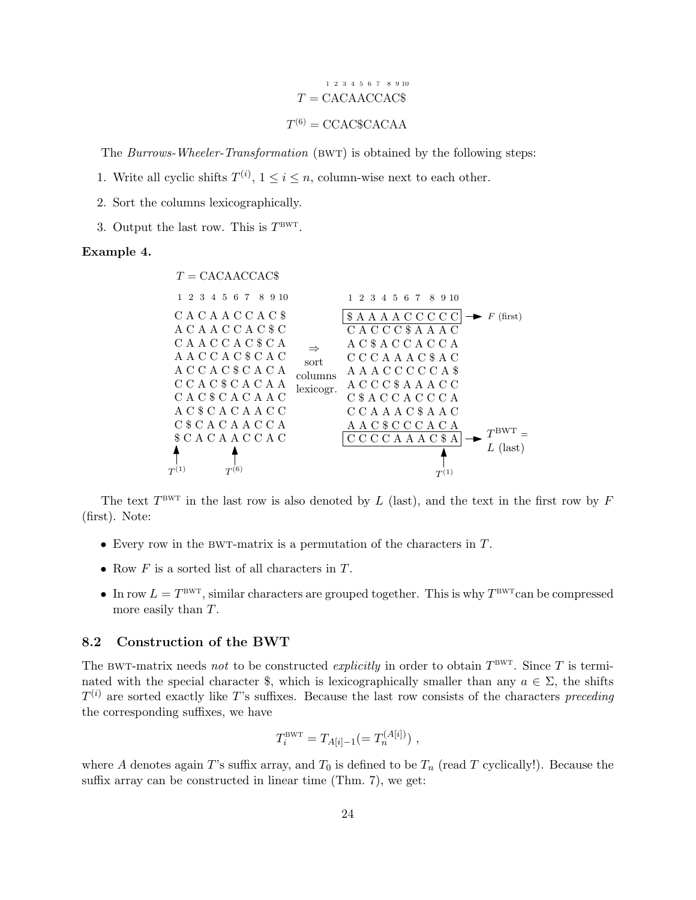$$\begin{array}{c} \scriptstyle 1\ 2\ 3\ 4\ 5\ 6\ 7\ \ 8\ 9\ 10 \\ T = \text{CACAACCAC\$} \end{array}$$

$$T^{(6)} = \text{CCAC\$CACAA}$$

The *Burrows-Wheeler-Transformation* (BWT) is obtained by the following steps:

1. Write all cyclic shifts $T^{(i)}$, $1 \leq i \leq n$, column-wise next to each other.
2. Sort the columns lexicographically.
3. Output the last row. This is $T^{\text{BWT}}$.

**Example 4.**

$T = \text{CACAACCAC\$}$

```
1 2 3 4 5 6 7 8 9 10               1 2 3 4 5 6 7 8 9 10

C A C A A C C A C $               [$ A A A A C C C C C] --> F (first)
A C A A C C A C $ C                C A C C C $ A A A C
C A A C C A C $ C A      =>        A C $ A C C A C C A
A A C C A C $ C A C     sort       C C C A A A C $ A C
A C C A C $ C A C A    columns     A A A C C C C C A $
C C A C $ C A C A A    lexicogr.   A C C C $ A A A C C
C A C $ C A C A A C                C $ A C C A C C C A
A C $ C A C A A C C                C C A A A C $ A A C
C $ C A C A A C C A                A A C $ C C C A C A
$ C A C A A C C A C               [C C C C A A A C $ A] --> T^BWT = L (last)
^         ^                                        ^
T^(1)     T^(6)                                    T^(1)
```

The text $T^{\text{BWT}}$ in the last row is also denoted by $L$ (last), and the text in the first row by $F$ (first). Note:

- Every row in the BWT-matrix is a permutation of the characters in $T$.
- Row $F$ is a sorted list of all characters in $T$.
- In row $L = T^{\text{BWT}}$, similar characters are grouped together. This is why $T^{\text{BWT}}$can be compressed more easily than $T$.

## 8.2 Construction of the BWT

The BWT-matrix needs *not* to be constructed *explicitly* in order to obtain $T^{\text{BWT}}$. Since $T$ is terminated with the special character \$, which is lexicographically smaller than any $a \in \Sigma$, the shifts $T^{(i)}$ are sorted exactly like $T$'s suffixes. Because the last row consists of the characters *preceding* the corresponding suffixes, we have

$$T_i^{\text{BWT}} = T_{A[i]-1} (= T_n^{(A[i])}) \ ,$$

where $A$ denotes again $T$'s suffix array, and $T_0$ is defined to be $T_n$ (read $T$ cyclically!). Because the suffix array can be constructed in linear time (Thm. 7), we get: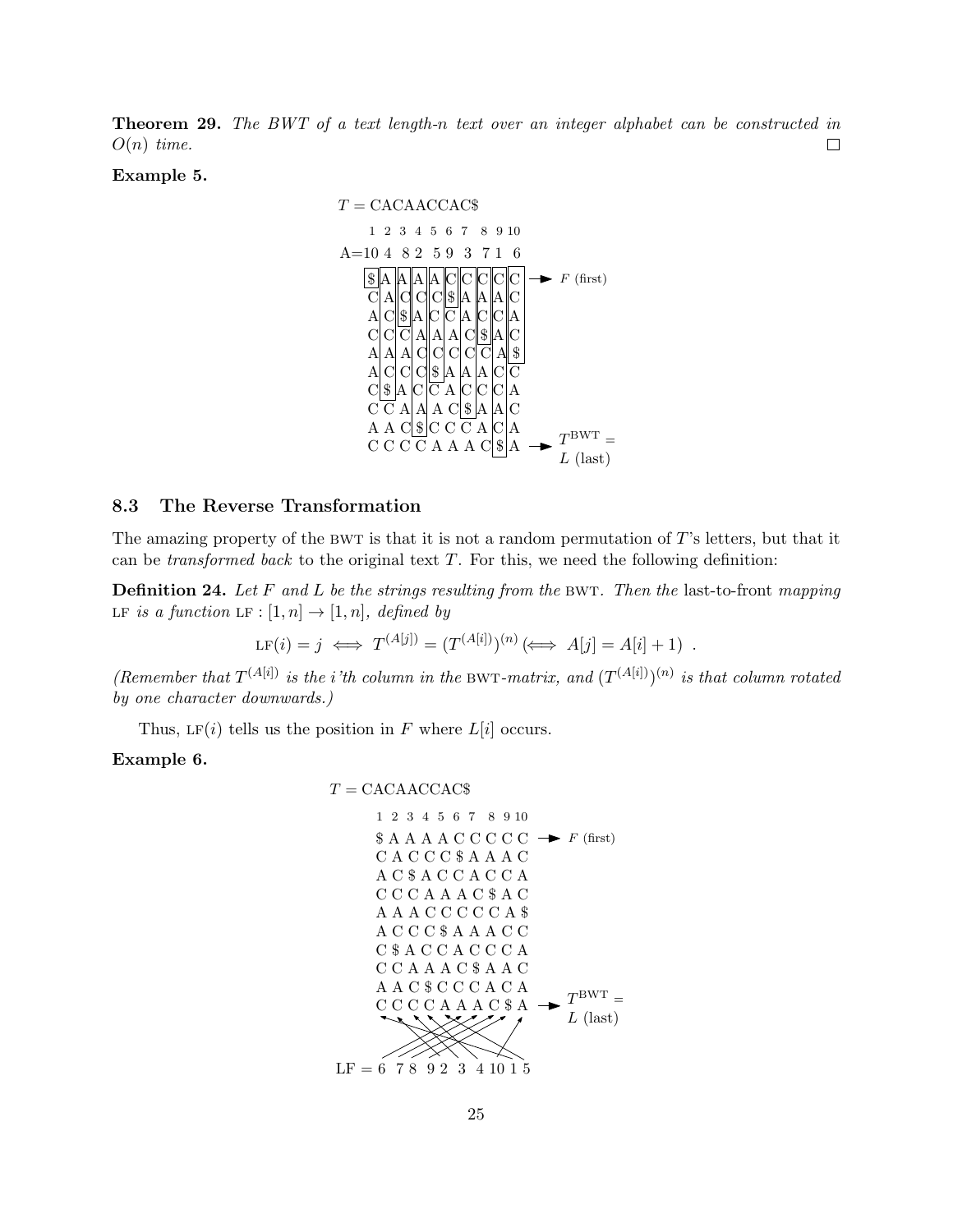**Theorem 29.** *The BWT of a text length-n text over an integer alphabet can be constructed in $O(n)$ time.* □

**Example 5.**

$T$ = CACAACCAC$

```
     1  2 3 4 5 6 7  8 9 10
A=10 4  8 2  5 9  3  7 1  6

   $ A A A A C C C C C   → F (first)
   C A C C C $ A A A C
   A C $ A C C A C C A
   C C C A A A C $ A C
   A A A C C C C C A $
   A C C C $ A A A C C
   C $ A C C A C C C A
   C C A A A C $ A A C
   A A C $ C C C A C A
   C C C C A A A C $ A   → T^BWT = L (last)
```

## 8.3 The Reverse Transformation

The amazing property of the BWT is that it is not a random permutation of $T$'s letters, but that it can be *transformed back* to the original text $T$. For this, we need the following definition:

**Definition 24.** *Let $F$ and $L$ be the strings resulting from the* BWT. *Then the* last-to-front *mapping* LF *is a function* $\text{LF} : [1, n] \to [1, n]$, *defined by*

$$\text{LF}(i) = j \iff T^{(A[j])} = (T^{(A[i])})^{(n)} (\iff A[j] = A[i] + 1) \ .$$

*(Remember that $T^{(A[i])}$ is the i'th column in the* BWT*-matrix, and $(T^{(A[i])})^{(n)}$ is that column rotated by one character downwards.)*

Thus, $\text{LF}(i)$ tells us the position in $F$ where $L[i]$ occurs.

**Example 6.**

$T$ = CACAACCAC$

```
   1 2 3 4 5 6 7 8 9 10
   $ A A A A C C C C C   → F (first)
   C A C C C $ A A A C
   A C $ A C C A C C A
   C C C A A A C $ A C
   A A A C C C C C A $
   A C C C $ A A A C C
   C $ A C C A C C C A
   C C A A A C $ A A C
   A A C $ C C C A C A
   C C C C A A A C $ A   → T^BWT = L (last)

LF = 6 7 8 9 2 3 4 10 1 5
```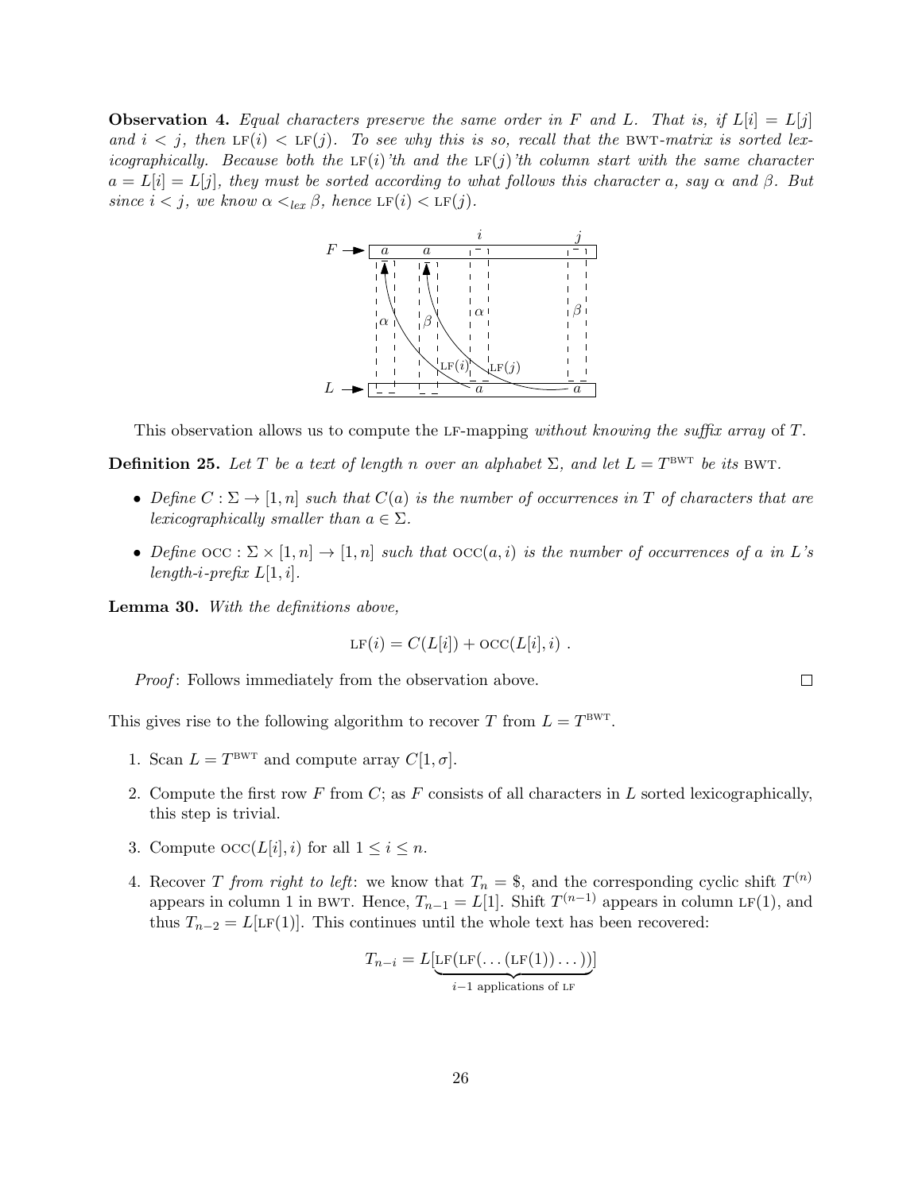**Observation 4.** *Equal characters preserve the same order in $F$ and $L$. That is, if $L[i] = L[j]$ and $i < j$, then $\text{LF}(i) < \text{LF}(j)$. To see why this is so, recall that the* BWT*-matrix is sorted lexicographically. Because both the $\text{LF}(i)$'th and the $\text{LF}(j)$'th column start with the same character $a = L[i] = L[j]$, they must be sorted according to what follows this character $a$, say $\alpha$ and $\beta$. But since $i < j$, we know $\alpha <_{lex} \beta$, hence $\text{LF}(i) < \text{LF}(j)$.*

This observation allows us to compute the LF-mapping *without knowing the suffix array* of $T$.

**Definition 25.** *Let $T$ be a text of length $n$ over an alphabet $\Sigma$, and let $L = T^{\text{BWT}}$ be its* BWT*.*

- *Define $C : \Sigma \to [1, n]$ such that $C(a)$ is the number of occurrences in $T$ of characters that are lexicographically smaller than $a \in \Sigma$.*
- *Define $\text{OCC} : \Sigma \times [1, n] \to [1, n]$ such that $\text{OCC}(a, i)$ is the number of occurrences of $a$ in $L$'s length-$i$-prefix $L[1, i]$.*

**Lemma 30.** *With the definitions above,*

$$\text{LF}(i) = C(L[i]) + \text{OCC}(L[i], i) \ .$$

*Proof*: Follows immediately from the observation above. □

This gives rise to the following algorithm to recover $T$ from $L = T^{\text{BWT}}$.

1. Scan $L = T^{\text{BWT}}$ and compute array $C[1, \sigma]$.
2. Compute the first row $F$ from $C$; as $F$ consists of all characters in $L$ sorted lexicographically, this step is trivial.
3. Compute $\text{OCC}(L[i], i)$ for all $1 \leq i \leq n$.
4. Recover $T$ *from right to left*: we know that $T_n = \$$, and the corresponding cyclic shift $T^{(n)}$ appears in column 1 in BWT. Hence, $T_{n-1} = L[1]$. Shift $T^{(n-1)}$ appears in column $\text{LF}(1)$, and thus $T_{n-2} = L[\text{LF}(1)]$. This continues until the whole text has been recovered:

$$T_{n-i} = L[\underbrace{\text{LF}(\text{LF}(\ldots(\text{LF}(1))\ldots))}_{i-1 \text{ applications of LF}}]$$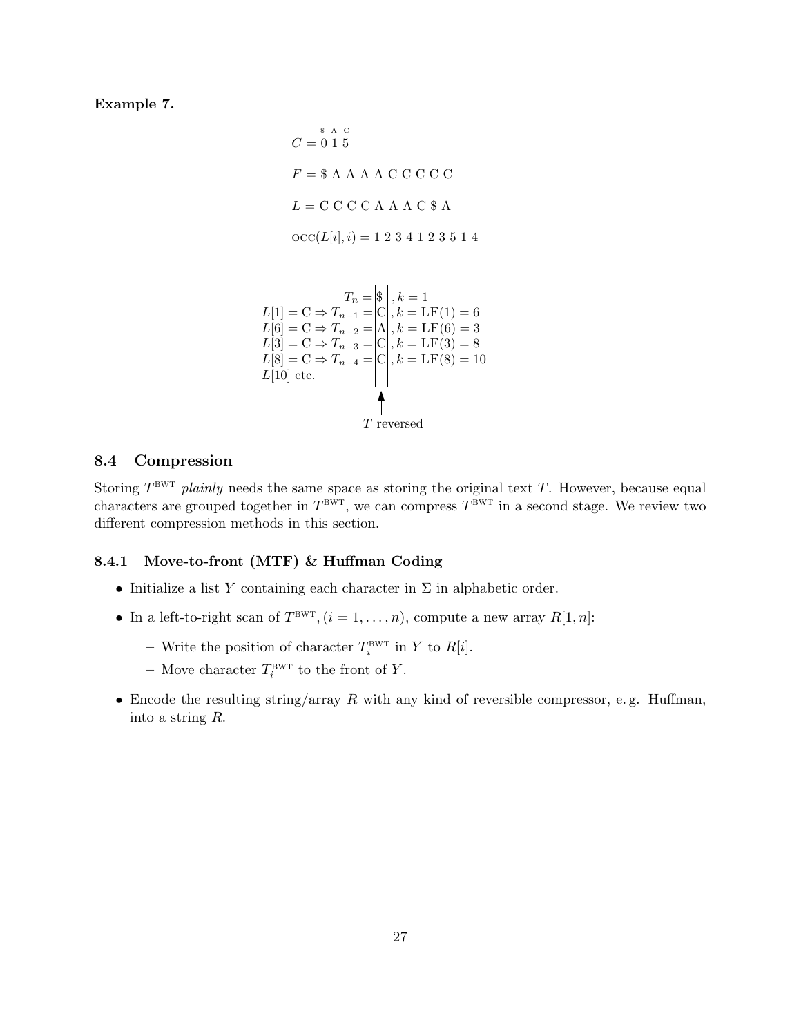**Example 7.**

$$C = \overset{\$}{0}\ \overset{A}{1}\ \overset{C}{5}$$

$$F = \$ \text{ A A A A C C C C C}$$

$$L = \text{C C C C A A A C } \$ \text{ A}$$

$$\text{OCC}(L[i], i) = 1\ 2\ 3\ 4\ 1\ 2\ 3\ 5\ 1\ 4$$

$$
\begin{array}{rl}
T_n = & \boxed{\$}\ , k = 1 \\
L[1] = \text{C} \Rightarrow T_{n-1} = & \text{C}\ , k = \text{LF}(1) = 6 \\
L[6] = \text{C} \Rightarrow T_{n-2} = & \text{A}\ , k = \text{LF}(6) = 3 \\
L[3] = \text{C} \Rightarrow T_{n-3} = & \text{C}\ , k = \text{LF}(3) = 8 \\
L[8] = \text{C} \Rightarrow T_{n-4} = & \text{C}\ , k = \text{LF}(8) = 10 \\
L[10] \text{ etc.} &
\end{array}
$$

$T$ reversed

### 8.4 Compression

Storing $T^{\text{BWT}}$ *plainly* needs the same space as storing the original text $T$. However, because equal characters are grouped together in $T^{\text{BWT}}$, we can compress $T^{\text{BWT}}$ in a second stage. We review two different compression methods in this section.

#### 8.4.1 Move-to-front (MTF) & Huffman Coding

- Initialize a list $Y$ containing each character in $\Sigma$ in alphabetic order.
- In a left-to-right scan of $T^{\text{BWT}}, (i = 1, \ldots, n)$, compute a new array $R[1, n]$:
  - Write the position of character $T_i^{\text{BWT}}$ in $Y$ to $R[i]$.
  - Move character $T_i^{\text{BWT}}$ to the front of $Y$.
- Encode the resulting string/array $R$ with any kind of reversible compressor, e. g. Huffman, into a string $R$.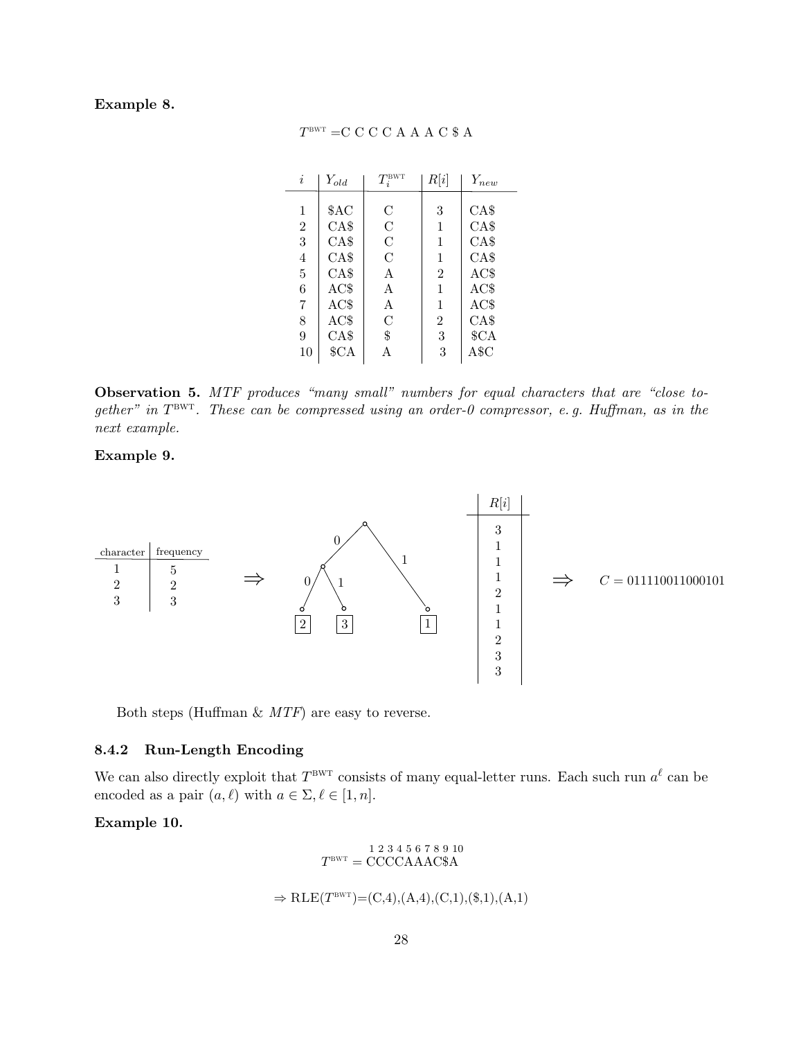**Example 8.**

$$T^{\text{BWT}} = \text{C C C C A A A C \$ A}$$

| $i$ | $Y_{old}$ | $T_i^{\text{BWT}}$ | $R[i]$ | $Y_{new}$ |
|---|---|---|---|---|
| 1 | $AC | C | 3 | CA$ |
| 2 | CA$ | C | 1 | CA$ |
| 3 | CA$ | C | 1 | CA$ |
| 4 | CA$ | C | 1 | CA$ |
| 5 | CA$ | A | 2 | AC$ |
| 6 | AC$ | A | 1 | AC$ |
| 7 | AC$ | A | 1 | AC$ |
| 8 | AC$ | C | 2 | CA$ |
| 9 | CA$ | $ | 3 | $CA |
| 10 | $CA | A | 3 | A$C |

**Observation 5.** *MTF produces "many small" numbers for equal characters that are "close together" in $T^{\text{BWT}}$. These can be compressed using an order-0 compressor, e. g. Huffman, as in the next example.*

**Example 9.**

| character | frequency |
|---|---|
| 1 | 5 |
| 2 | 2 |
| 3 | 3 |

⇒ Huffman tree: root –0→ internal node (–0→ 2, –1→ 3), root –1→ 1

| $R[i]$ |
|---|
| 3 |
| 1 |
| 1 |
| 1 |
| 2 |
| 1 |
| 1 |
| 2 |
| 3 |
| 3 |

⇒ $C = 011110011000101$

Both steps (Huffman & *MTF*) are easy to reverse.

### 8.4.2 Run-Length Encoding

We can also directly exploit that $T^{\text{BWT}}$ consists of many equal-letter runs. Each such run $a^\ell$ can be encoded as a pair $(a, \ell)$ with $a \in \Sigma, \ell \in [1, n]$.

**Example 10.**

$$T^{\text{BWT}} = \overset{1\,2\,3\,4\,5\,6\,7\,8\,9\,10}{\text{CCCCAAAC\$A}}$$

$$\Rightarrow \text{RLE}(T^{\text{BWT}}) = (\text{C},4),(\text{A},4),(\text{C},1),(\$,1),(\text{A},1)$$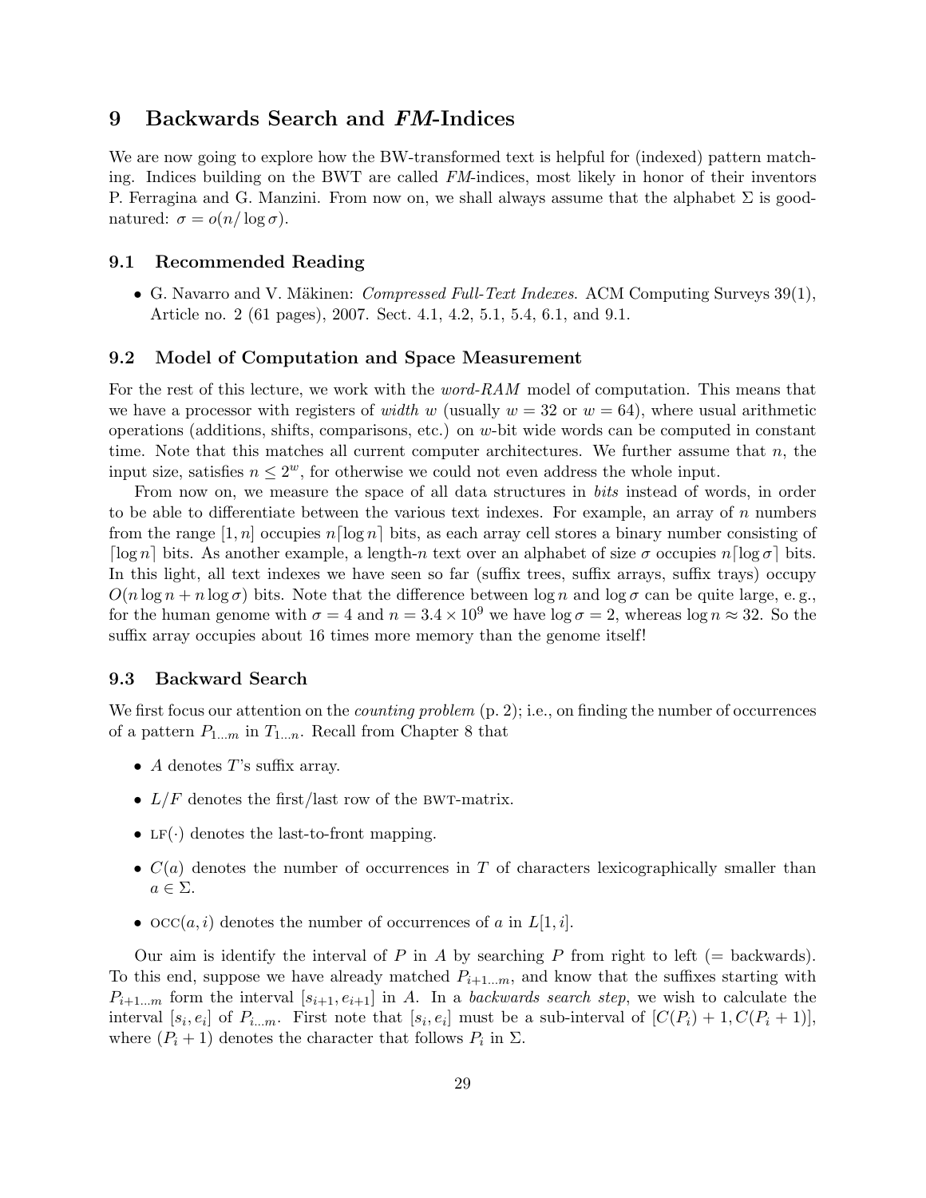## 9 Backwards Search and *FM*-Indices

We are now going to explore how the BW-transformed text is helpful for (indexed) pattern matching. Indices building on the BWT are called *FM*-indices, most likely in honor of their inventors P. Ferragina and G. Manzini. From now on, we shall always assume that the alphabet $\Sigma$ is good-natured: $\sigma = o(n/\log \sigma)$.

### 9.1 Recommended Reading

- G. Navarro and V. Mäkinen: *Compressed Full-Text Indexes*. ACM Computing Surveys 39(1), Article no. 2 (61 pages), 2007. Sect. 4.1, 4.2, 5.1, 5.4, 6.1, and 9.1.

### 9.2 Model of Computation and Space Measurement

For the rest of this lecture, we work with the *word-RAM* model of computation. This means that we have a processor with registers of *width* $w$ (usually $w = 32$ or $w = 64$), where usual arithmetic operations (additions, shifts, comparisons, etc.) on $w$-bit wide words can be computed in constant time. Note that this matches all current computer architectures. We further assume that $n$, the input size, satisfies $n \leq 2^w$, for otherwise we could not even address the whole input.

From now on, we measure the space of all data structures in *bits* instead of words, in order to be able to differentiate between the various text indexes. For example, an array of $n$ numbers from the range $[1, n]$ occupies $n\lceil \log n \rceil$ bits, as each array cell stores a binary number consisting of $\lceil \log n \rceil$ bits. As another example, a length-$n$ text over an alphabet of size $\sigma$ occupies $n\lceil \log \sigma \rceil$ bits. In this light, all text indexes we have seen so far (suffix trees, suffix arrays, suffix trays) occupy $O(n \log n + n \log \sigma)$ bits. Note that the difference between $\log n$ and $\log \sigma$ can be quite large, e. g., for the human genome with $\sigma = 4$ and $n = 3.4 \times 10^9$ we have $\log \sigma = 2$, whereas $\log n \approx 32$. So the suffix array occupies about 16 times more memory than the genome itself!

### 9.3 Backward Search

We first focus our attention on the *counting problem* (p. 2); i.e., on finding the number of occurrences of a pattern $P_{1\ldots m}$ in $T_{1\ldots n}$. Recall from Chapter 8 that

- $A$ denotes $T$'s suffix array.
- $L/F$ denotes the first/last row of the BWT-matrix.
- $\text{LF}(\cdot)$ denotes the last-to-front mapping.
- $C(a)$ denotes the number of occurrences in $T$ of characters lexicographically smaller than $a \in \Sigma$.
- $\text{OCC}(a, i)$ denotes the number of occurrences of $a$ in $L[1, i]$.

Our aim is identify the interval of $P$ in $A$ by searching $P$ from right to left (= backwards). To this end, suppose we have already matched $P_{i+1\ldots m}$, and know that the suffixes starting with $P_{i+1\ldots m}$ form the interval $[s_{i+1}, e_{i+1}]$ in $A$. In a *backwards search step*, we wish to calculate the interval $[s_i, e_i]$ of $P_{i\ldots m}$. First note that $[s_i, e_i]$ must be a sub-interval of $[C(P_i) + 1, C(P_i + 1)]$, where $(P_i + 1)$ denotes the character that follows $P_i$ in $\Sigma$.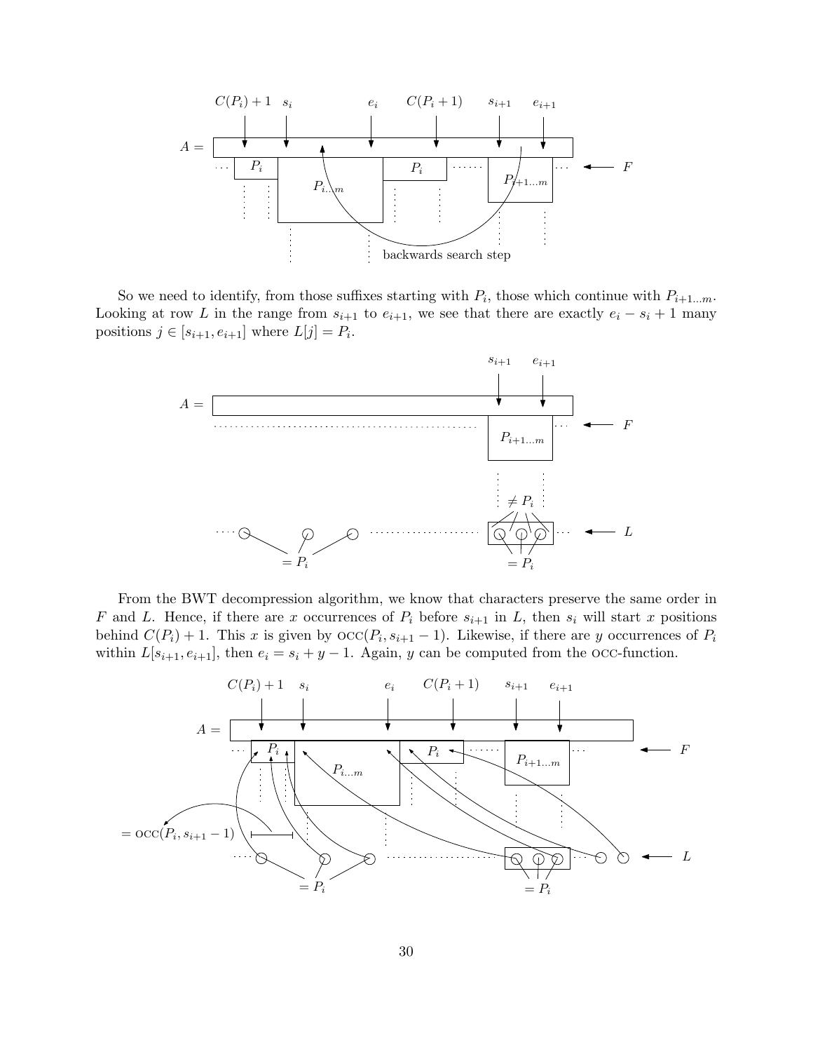So we need to identify, from those suffixes starting with $P_i$, those which continue with $P_{i+1\dots m}$. Looking at row $L$ in the range from $s_{i+1}$ to $e_{i+1}$, we see that there are exactly $e_i - s_i + 1$ many positions $j \in [s_{i+1}, e_{i+1}]$ where $L[j] = P_i$.

From the BWT decompression algorithm, we know that characters preserve the same order in $F$ and $L$. Hence, if there are $x$ occurrences of $P_i$ before $s_{i+1}$ in $L$, then $s_i$ will start $x$ positions behind $C(P_i) + 1$. This $x$ is given by $\text{OCC}(P_i, s_{i+1} - 1)$. Likewise, if there are $y$ occurrences of $P_i$ within $L[s_{i+1}, e_{i+1}]$, then $e_i = s_i + y - 1$. Again, $y$ can be computed from the OCC-function.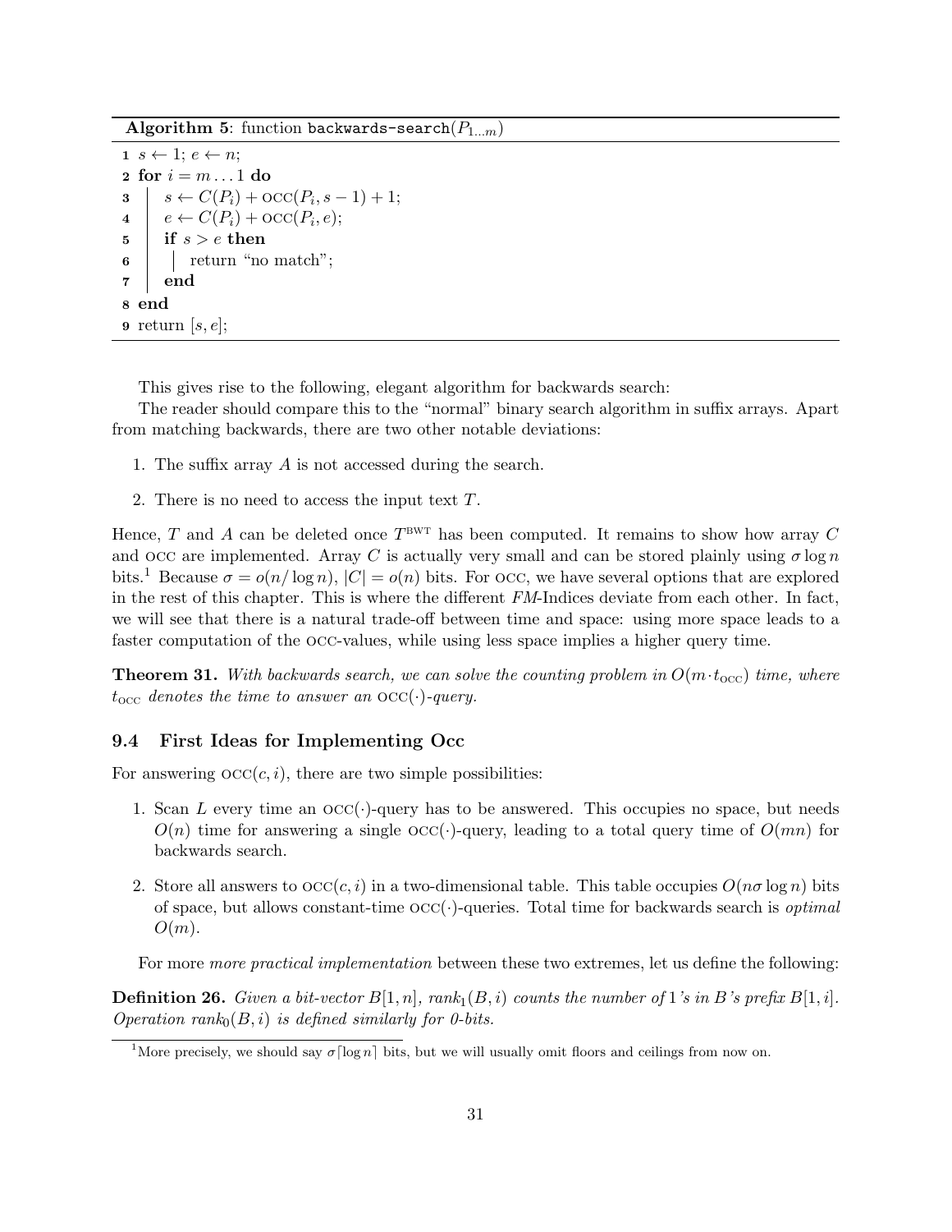**Algorithm 5**: function `backwards-search`($P_{1\ldots m}$)

```
1 s ← 1; e ← n;
2 for i = m ... 1 do
3     s ← C(P_i) + OCC(P_i, s − 1) + 1;
4     e ← C(P_i) + OCC(P_i, e);
5     if s > e then
6         return "no match";
7     end
8 end
9 return [s, e];
```

This gives rise to the following, elegant algorithm for backwards search:

The reader should compare this to the "normal" binary search algorithm in suffix arrays. Apart from matching backwards, there are two other notable deviations:

1. The suffix array $A$ is not accessed during the search.
2. There is no need to access the input text $T$.

Hence, $T$ and $A$ can be deleted once $T^{\text{BWT}}$ has been computed. It remains to show how array $C$ and $\text{OCC}$ are implemented. Array $C$ is actually very small and can be stored plainly using $\sigma \log n$ bits.[1] Because $\sigma = o(n/\log n)$, $|C| = o(n)$ bits. For $\text{OCC}$, we have several options that are explored in the rest of this chapter. This is where the different *FM*-Indices deviate from each other. In fact, we will see that there is a natural trade-off between time and space: using more space leads to a faster computation of the $\text{OCC}$-values, while using less space implies a higher query time.

**Theorem 31.** *With backwards search, we can solve the counting problem in $O(m \cdot t_{\text{OCC}})$ time, where $t_{\text{OCC}}$ denotes the time to answer an $\text{OCC}(\cdot)$-query.*

### 9.4 First Ideas for Implementing Occ

For answering $\text{OCC}(c, i)$, there are two simple possibilities:

1. Scan $L$ every time an $\text{OCC}(\cdot)$-query has to be answered. This occupies no space, but needs $O(n)$ time for answering a single $\text{OCC}(\cdot)$-query, leading to a total query time of $O(mn)$ for backwards search.
2. Store all answers to $\text{OCC}(c, i)$ in a two-dimensional table. This table occupies $O(n\sigma \log n)$ bits of space, but allows constant-time $\text{OCC}(\cdot)$-queries. Total time for backwards search is *optimal* $O(m)$.

For more *more practical implementation* between these two extremes, let us define the following:

**Definition 26.** *Given a bit-vector $B[1, n]$, $rank_1(B, i)$ counts the number of 1's in $B$'s prefix $B[1, i]$. Operation $rank_0(B, i)$ is defined similarly for 0-bits.*

[1] More precisely, we should say $\sigma\lceil \log n \rceil$ bits, but we will usually omit floors and ceilings from now on.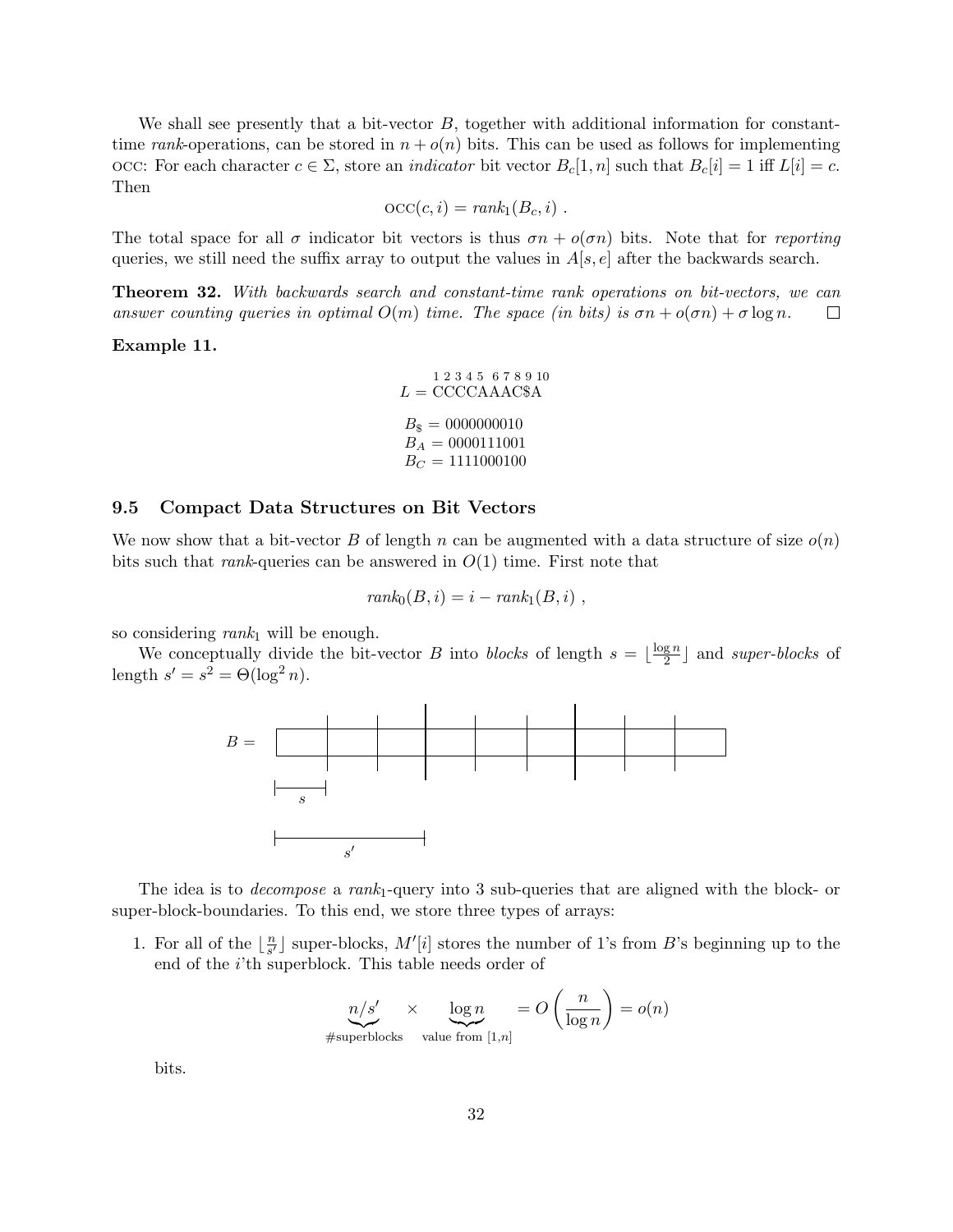We shall see presently that a bit-vector $B$, together with additional information for constant-time *rank*-operations, can be stored in $n + o(n)$ bits. This can be used as follows for implementing OCC: For each character $c \in \Sigma$, store an *indicator* bit vector $B_c[1, n]$ such that $B_c[i] = 1$ iff $L[i] = c$. Then

$$\text{OCC}(c, i) = rank_1(B_c, i) \ .$$

The total space for all $\sigma$ indicator bit vectors is thus $\sigma n + o(\sigma n)$ bits. Note that for *reporting* queries, we still need the suffix array to output the values in $A[s, e]$ after the backwards search.

**Theorem 32.** *With backwards search and constant-time rank operations on bit-vectors, we can answer counting queries in optimal $O(m)$ time. The space (in bits) is $\sigma n + o(\sigma n) + \sigma \log n$.* □

**Example 11.**

$$L = \overset{1\,2\,3\,4\,5\,6\,7\,8\,9\,10}{\text{CCCCAAAC\$A}}$$

$$B_\$ = 0000000010$$
$$B_A = 0000111001$$
$$B_C = 1111000100$$

## 9.5 Compact Data Structures on Bit Vectors

We now show that a bit-vector $B$ of length $n$ can be augmented with a data structure of size $o(n)$ bits such that *rank*-queries can be answered in $O(1)$ time. First note that

$$rank_0(B, i) = i - rank_1(B, i) \ ,$$

so considering $rank_1$ will be enough.

We conceptually divide the bit-vector $B$ into *blocks* of length $s = \lfloor \frac{\log n}{2} \rfloor$ and *super-blocks* of length $s' = s^2 = \Theta(\log^2 n)$.

The idea is to *decompose* a $rank_1$-query into 3 sub-queries that are aligned with the block- or super-block-boundaries. To this end, we store three types of arrays:

1. For all of the $\lfloor \frac{n}{s'} \rfloor$ super-blocks, $M'[i]$ stores the number of 1's from $B$'s beginning up to the end of the $i$'th superblock. This table needs order of

$$\underbrace{n/s'}_{\#\text{superblocks}} \times \underbrace{\log n}_{\text{value from } [1,n]} = O\left(\frac{n}{\log n}\right) = o(n)$$

bits.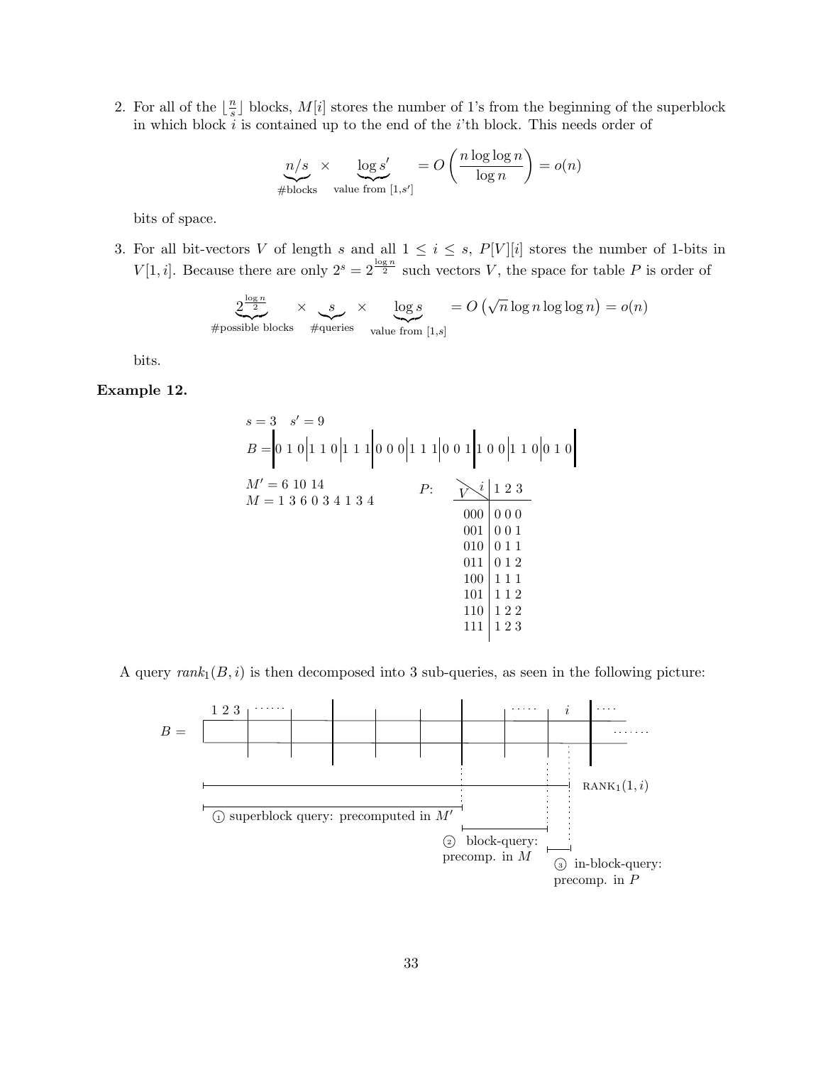2. For all of the $\lfloor \frac{n}{s} \rfloor$ blocks, $M[i]$ stores the number of 1's from the beginning of the superblock in which block $i$ is contained up to the end of the $i$'th block. This needs order of

$$\underbrace{n/s}_{\#\text{blocks}} \times \underbrace{\log s'}_{\text{value from } [1,s']} = O\left(\frac{n \log\log n}{\log n}\right) = o(n)$$

bits of space.

3. For all bit-vectors $V$ of length $s$ and all $1 \leq i \leq s$, $P[V][i]$ stores the number of 1-bits in $V[1,i]$. Because there are only $2^s = 2^{\frac{\log n}{2}}$ such vectors $V$, the space for table $P$ is order of

$$\underbrace{2^{\frac{\log n}{2}}}_{\#\text{possible blocks}} \times \underbrace{s}_{\#\text{queries}} \times \underbrace{\log s}_{\text{value from } [1,s]} = O\left(\sqrt{n} \log n \log\log n\right) = o(n)$$

bits.

**Example 12.**

$s = 3 \quad s' = 9$

$B = $ ‖ 0 1 0 | 1 1 0 | 1 1 1 ‖ 0 0 0 | 1 1 1 | 0 0 1 ‖ 1 0 0 | 1 1 0 | 0 1 0 ‖

$M' = 6\ 10\ 14$

$M = 1\ 3\ 6\ 0\ 3\ 4\ 1\ 3\ 4$

$P$:

| $V$ \ $i$ | 1 2 3 |
|---|---|
| 000 | 0 0 0 |
| 001 | 0 0 1 |
| 010 | 0 1 1 |
| 011 | 0 1 2 |
| 100 | 1 1 1 |
| 101 | 1 1 2 |
| 110 | 1 2 2 |
| 111 | 1 2 3 |

A query $rank_1(B, i)$ is then decomposed into 3 sub-queries, as seen in the following picture:

$B =$ [diagram: $B$ divided into blocks and superblocks; position $i$ marked; $\text{RANK}_1(1, i)$ spans from the start of $B$ to $i$]

① superblock query: precomputed in $M'$

② block-query: precomp. in $M$

③ in-block-query: precomp. in $P$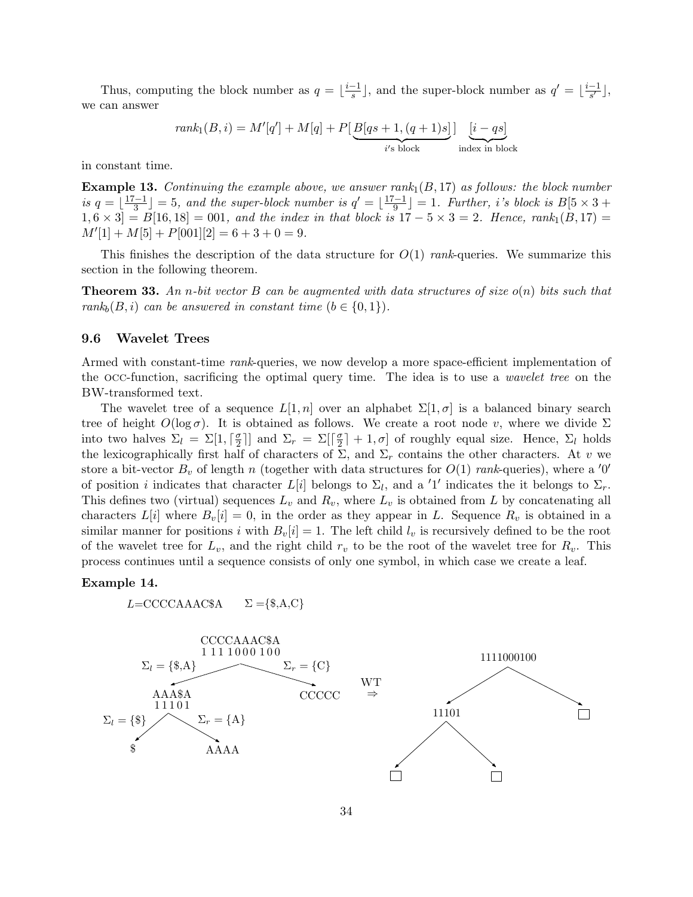Thus, computing the block number as $q = \lfloor \frac{i-1}{s} \rfloor$, and the super-block number as $q' = \lfloor \frac{i-1}{s'} \rfloor$, we can answer

$$rank_1(B, i) = M'[q'] + M[q] + P[\underbrace{B[qs+1, (q+1)s]}_{i\text{'s block}}] \underbrace{[i - qs]}_{\text{index in block}}$$

in constant time.

**Example 13.** *Continuing the example above, we answer $rank_1(B, 17)$ as follows: the block number is $q = \lfloor \frac{17-1}{3} \rfloor = 5$, and the super-block number is $q' = \lfloor \frac{17-1}{9} \rfloor = 1$. Further, i's block is $B[5 \times 3 + 1, 6 \times 3] = B[16, 18] = 001$, and the index in that block is $17 - 5 \times 3 = 2$. Hence, $rank_1(B, 17) = M'[1] + M[5] + P[001][2] = 6 + 3 + 0 = 9$.*

This finishes the description of the data structure for $O(1)$ *rank*-queries. We summarize this section in the following theorem.

**Theorem 33.** *An n-bit vector B can be augmented with data structures of size o(n) bits such that $rank_b(B, i)$ can be answered in constant time ($b \in \{0, 1\}$).*

### 9.6 Wavelet Trees

Armed with constant-time *rank*-queries, we now develop a more space-efficient implementation of the OCC-function, sacrificing the optimal query time. The idea is to use a *wavelet tree* on the BW-transformed text.

The wavelet tree of a sequence $L[1, n]$ over an alphabet $\Sigma[1, \sigma]$ is a balanced binary search tree of height $O(\log \sigma)$. It is obtained as follows. We create a root node $v$, where we divide $\Sigma$ into two halves $\Sigma_l = \Sigma[1, \lceil \frac{\sigma}{2} \rceil]$ and $\Sigma_r = \Sigma[\lceil \frac{\sigma}{2} \rceil + 1, \sigma]$ of roughly equal size. Hence, $\Sigma_l$ holds the lexicographically first half of characters of $\Sigma$, and $\Sigma_r$ contains the other characters. At $v$ we store a bit-vector $B_v$ of length $n$ (together with data structures for $O(1)$ *rank*-queries), where a $'0'$ of position $i$ indicates that character $L[i]$ belongs to $\Sigma_l$, and a $'1'$ indicates the it belongs to $\Sigma_r$. This defines two (virtual) sequences $L_v$ and $R_v$, where $L_v$ is obtained from $L$ by concatenating all characters $L[i]$ where $B_v[i] = 0$, in the order as they appear in $L$. Sequence $R_v$ is obtained in a similar manner for positions $i$ with $B_v[i] = 1$. The left child $l_v$ is recursively defined to be the root of the wavelet tree for $L_v$, and the right child $r_v$ to be the root of the wavelet tree for $R_v$. This process continues until a sequence consists of only one symbol, in which case we create a leaf.

**Example 14.**

$L$=CCCCAAAC\$A $\quad \Sigma = \{\$, \text{A}, \text{C}\}$

```
              CCCCAAAC$A                                   1111000100
              1 111 1000 100
   Σl = {$,A} /          \ Σr = {C}        WT             /          \
          AAA$A            CCCCC           ⇒          11101           □
          11101                                       /    \
 Σl = {$} /    \ Σr = {A}                            □      □
        $       AAAA
```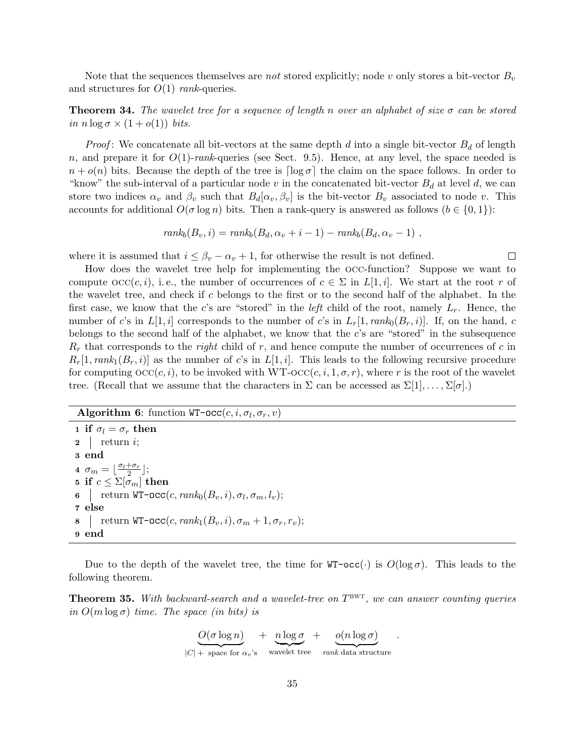Note that the sequences themselves are *not* stored explicitly; node $v$ only stores a bit-vector $B_v$ and structures for $O(1)$ *rank*-queries.

**Theorem 34.** *The wavelet tree for a sequence of length $n$ over an alphabet of size $\sigma$ can be stored in $n \log \sigma \times (1 + o(1))$ bits.*

*Proof*: We concatenate all bit-vectors at the same depth $d$ into a single bit-vector $B_d$ of length $n$, and prepare it for $O(1)$-*rank*-queries (see Sect. 9.5). Hence, at any level, the space needed is $n + o(n)$ bits. Because the depth of the tree is $\lceil \log \sigma \rceil$ the claim on the space follows. In order to "know" the sub-interval of a particular node $v$ in the concatenated bit-vector $B_d$ at level $d$, we can store two indices $\alpha_v$ and $\beta_v$ such that $B_d[\alpha_v, \beta_v]$ is the bit-vector $B_v$ associated to node $v$. This accounts for additional $O(\sigma \log n)$ bits. Then a rank-query is answered as follows ($b \in \{0, 1\}$):

$$rank_b(B_v, i) = rank_b(B_d, \alpha_v + i - 1) - rank_b(B_d, \alpha_v - 1) \ ,$$

where it is assumed that $i \le \beta_v - \alpha_v + 1$, for otherwise the result is not defined. □

How does the wavelet tree help for implementing the OCC-function? Suppose we want to compute $\text{OCC}(c, i)$, i. e., the number of occurrences of $c \in \Sigma$ in $L[1, i]$. We start at the root $r$ of the wavelet tree, and check if $c$ belongs to the first or to the second half of the alphabet. In the first case, we know that the $c$'s are "stored" in the *left* child of the root, namely $L_r$. Hence, the number of $c$'s in $L[1, i]$ corresponds to the number of $c$'s in $L_r[1, rank_0(B_r, i)]$. If, on the hand, $c$ belongs to the second half of the alphabet, we know that the $c$'s are "stored" in the subsequence $R_r$ that corresponds to the *right* child of $r$, and hence compute the number of occurrences of $c$ in $R_r[1, rank_1(B_r, i)]$ as the number of $c$'s in $L[1, i]$. This leads to the following recursive procedure for computing $\text{OCC}(c, i)$, to be invoked with $\text{WT-OCC}(c, i, 1, \sigma, r)$, where $r$ is the root of the wavelet tree. (Recall that we assume that the characters in $\Sigma$ can be accessed as $\Sigma[1], \ldots, \Sigma[\sigma]$.)

**Algorithm 6**: function `WT-occ`$(c, i, \sigma_l, \sigma_r, v)$

```
1 if σ_l = σ_r then
2 |   return i;
3 end
4 σ_m = ⌊(σ_l + σ_r)/2⌋;
5 if c ≤ Σ[σ_m] then
6 |   return WT-occ(c, rank_0(B_v, i), σ_l, σ_m, l_v);
7 else
8 |   return WT-occ(c, rank_1(B_v, i), σ_m + 1, σ_r, r_v);
9 end
```

Due to the depth of the wavelet tree, the time for `WT-occ`$(\cdot)$ is $O(\log \sigma)$. This leads to the following theorem.

**Theorem 35.** *With backward-search and a wavelet-tree on $T^{\text{BWT}}$, we can answer counting queries in $O(m \log \sigma)$ time. The space (in bits) is*

$$\underbrace{O(\sigma \log n)}_{|C| + \text{ space for } \alpha_v\text{'s}} + \underbrace{n \log \sigma}_{\text{wavelet tree}} + \underbrace{o(n \log \sigma)}_{rank \text{ data structure}} .$$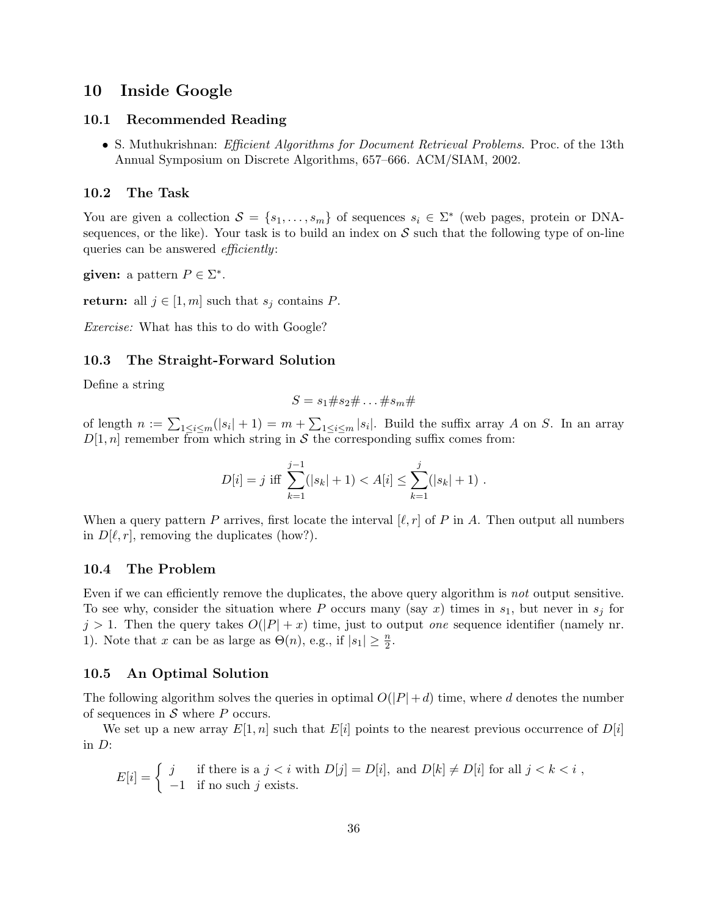# 10 Inside Google

## 10.1 Recommended Reading

- S. Muthukrishnan: *Efficient Algorithms for Document Retrieval Problems.* Proc. of the 13th Annual Symposium on Discrete Algorithms, 657–666. ACM/SIAM, 2002.

## 10.2 The Task

You are given a collection $\mathcal{S} = \{s_1, \ldots, s_m\}$ of sequences $s_i \in \Sigma^*$ (web pages, protein or DNA-sequences, or the like). Your task is to build an index on $\mathcal{S}$ such that the following type of on-line queries can be answered *efficiently*:

**given:** a pattern $P \in \Sigma^*$.

**return:** all $j \in [1, m]$ such that $s_j$ contains $P$.

*Exercise:* What has this to do with Google?

## 10.3 The Straight-Forward Solution

Define a string

$$S = s_1\#s_2\#\ldots\#s_m\#$$

of length $n := \sum_{1 \leq i \leq m}(|s_i| + 1) = m + \sum_{1 \leq i \leq m} |s_i|$. Build the suffix array $A$ on $S$. In an array $D[1, n]$ remember from which string in $\mathcal{S}$ the corresponding suffix comes from:

$$D[i] = j \text{ iff } \sum_{k=1}^{j-1}(|s_k| + 1) < A[i] \leq \sum_{k=1}^{j}(|s_k| + 1) \ .$$

When a query pattern $P$ arrives, first locate the interval $[\ell, r]$ of $P$ in $A$. Then output all numbers in $D[\ell, r]$, removing the duplicates (how?).

## 10.4 The Problem

Even if we can efficiently remove the duplicates, the above query algorithm is *not* output sensitive. To see why, consider the situation where $P$ occurs many (say $x$) times in $s_1$, but never in $s_j$ for $j > 1$. Then the query takes $O(|P| + x)$ time, just to output *one* sequence identifier (namely nr. 1). Note that $x$ can be as large as $\Theta(n)$, e.g., if $|s_1| \geq \frac{n}{2}$.

## 10.5 An Optimal Solution

The following algorithm solves the queries in optimal $O(|P| + d)$ time, where $d$ denotes the number of sequences in $\mathcal{S}$ where $P$ occurs.

We set up a new array $E[1, n]$ such that $E[i]$ points to the nearest previous occurrence of $D[i]$ in $D$:

$$E[i] = \begin{cases} j & \text{if there is a } j < i \text{ with } D[j] = D[i], \text{ and } D[k] \neq D[i] \text{ for all } j < k < i \ , \\ -1 & \text{if no such } j \text{ exists.} \end{cases}$$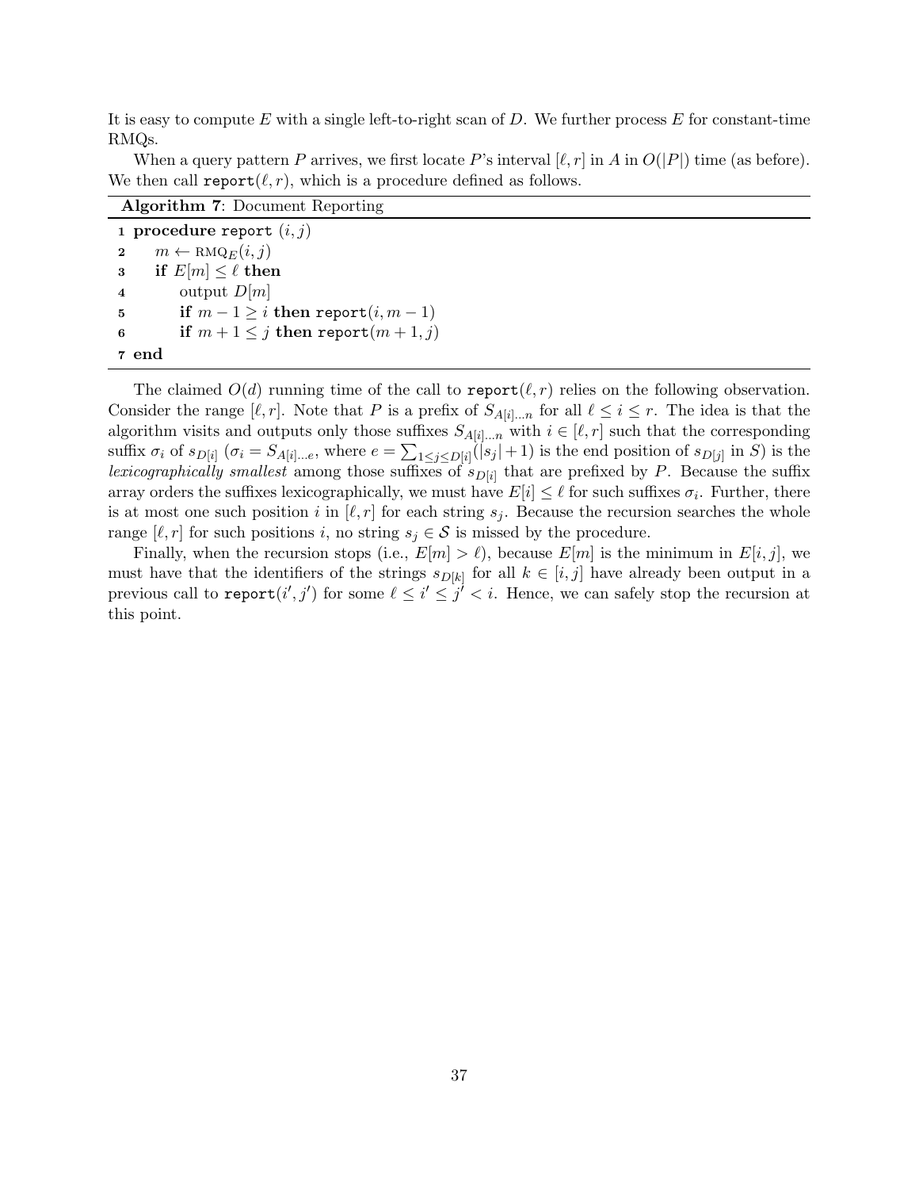It is easy to compute $E$ with a single left-to-right scan of $D$. We further process $E$ for constant-time RMQs.

When a query pattern $P$ arrives, we first locate $P$'s interval $[\ell, r]$ in $A$ in $O(|P|)$ time (as before). We then call `report`$(\ell, r)$, which is a procedure defined as follows.

**Algorithm 7**: Document Reporting

```
1 procedure report (i, j)
2     m ← RMQ_E(i, j)
3     if E[m] ≤ ℓ then
4         output D[m]
5         if m − 1 ≥ i then report(i, m − 1)
6         if m + 1 ≤ j then report(m + 1, j)
7 end
```

The claimed $O(d)$ running time of the call to `report`$(\ell, r)$ relies on the following observation. Consider the range $[\ell, r]$. Note that $P$ is a prefix of $S_{A[i]\dots n}$ for all $\ell \leq i \leq r$. The idea is that the algorithm visits and outputs only those suffixes $S_{A[i]\dots n}$ with $i \in [\ell, r]$ such that the corresponding suffix $\sigma_i$ of $s_{D[i]}$ ($\sigma_i = S_{A[i]\dots e}$, where $e = \sum_{1 \leq j \leq D[i]}(|s_j| + 1)$ is the end position of $s_{D[j]}$ in $S$) is the *lexicographically smallest* among those suffixes of $s_{D[i]}$ that are prefixed by $P$. Because the suffix array orders the suffixes lexicographically, we must have $E[i] \leq \ell$ for such suffixes $\sigma_i$. Further, there is at most one such position $i$ in $[\ell, r]$ for each string $s_j$. Because the recursion searches the whole range $[\ell, r]$ for such positions $i$, no string $s_j \in \mathcal{S}$ is missed by the procedure.

Finally, when the recursion stops (i.e., $E[m] > \ell$), because $E[m]$ is the minimum in $E[i, j]$, we must have that the identifiers of the strings $s_{D[k]}$ for all $k \in [i, j]$ have already been output in a previous call to `report`$(i', j')$ for some $\ell \leq i' \leq j' < i$. Hence, we can safely stop the recursion at this point.